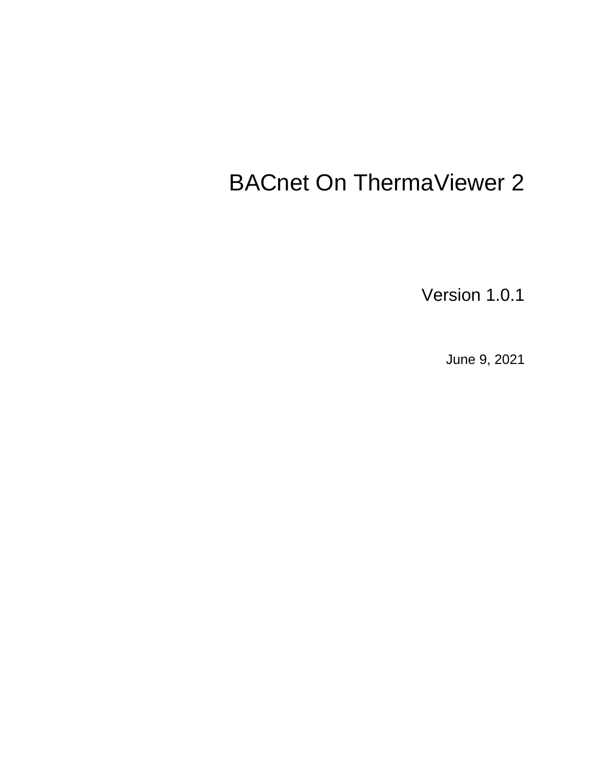# BACnet On ThermaViewer 2

Version 1.0.1

June 9, 2021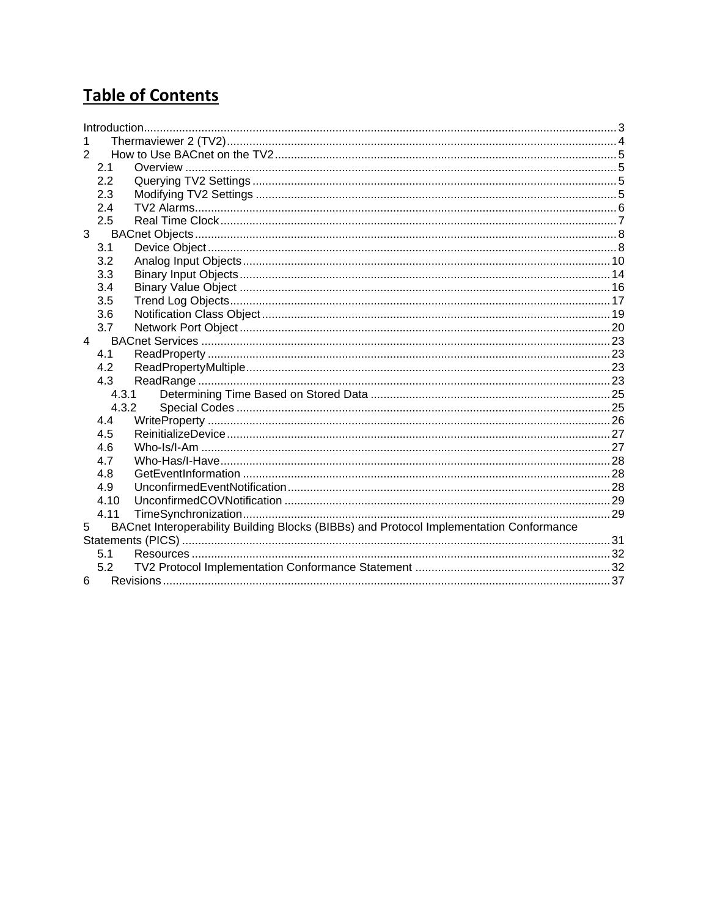# Table of Contents

Introduction .......... 3
1 Thermaviewer 2 (TV2) .......... 4
2 How to Use BACnet on the TV2 .......... 5
  2.1 Overview .......... 5
  2.2 Querying TV2 Settings .......... 5
  2.3 Modifying TV2 Settings .......... 5
  2.4 TV2 Alarms .......... 6
  2.5 Real Time Clock .......... 7
3 BACnet Objects .......... 8
  3.1 Device Object .......... 8
  3.2 Analog Input Objects .......... 10
  3.3 Binary Input Objects .......... 14
  3.4 Binary Value Object .......... 16
  3.5 Trend Log Objects .......... 17
  3.6 Notification Class Object .......... 19
  3.7 Network Port Object .......... 20
4 BACnet Services .......... 23
  4.1 ReadProperty .......... 23
  4.2 ReadPropertyMultiple .......... 23
  4.3 ReadRange .......... 23
    4.3.1 Determining Time Based on Stored Data .......... 25
    4.3.2 Special Codes .......... 25
  4.4 WriteProperty .......... 26
  4.5 ReinitializeDevice .......... 27
  4.6 Who-Is/I-Am .......... 27
  4.7 Who-Has/I-Have .......... 28
  4.8 GetEventInformation .......... 28
  4.9 UnconfirmedEventNotification .......... 28
  4.10 UnconfirmedCOVNotification .......... 29
  4.11 TimeSynchronization .......... 29
5 BACnet Interoperability Building Blocks (BIBBs) and Protocol Implementation Conformance Statements (PICS) .......... 31
  5.1 Resources .......... 32
  5.2 TV2 Protocol Implementation Conformance Statement .......... 32
6 Revisions .......... 37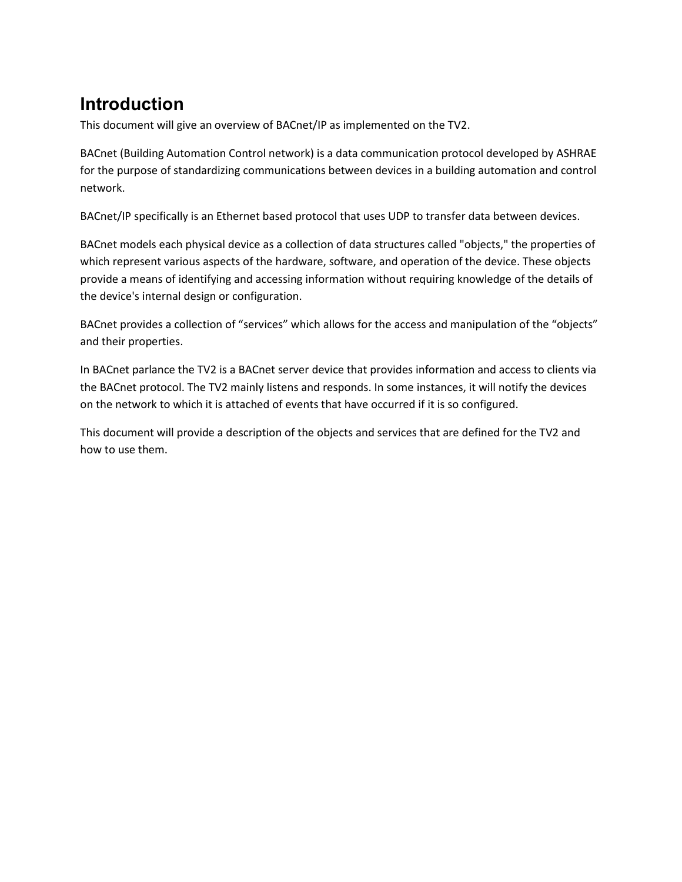# Introduction

This document will give an overview of BACnet/IP as implemented on the TV2.

BACnet (Building Automation Control network) is a data communication protocol developed by ASHRAE for the purpose of standardizing communications between devices in a building automation and control network.

BACnet/IP specifically is an Ethernet based protocol that uses UDP to transfer data between devices.

BACnet models each physical device as a collection of data structures called "objects," the properties of which represent various aspects of the hardware, software, and operation of the device. These objects provide a means of identifying and accessing information without requiring knowledge of the details of the device's internal design or configuration.

BACnet provides a collection of “services” which allows for the access and manipulation of the “objects” and their properties.

In BACnet parlance the TV2 is a BACnet server device that provides information and access to clients via the BACnet protocol. The TV2 mainly listens and responds. In some instances, it will notify the devices on the network to which it is attached of events that have occurred if it is so configured.

This document will provide a description of the objects and services that are defined for the TV2 and how to use them.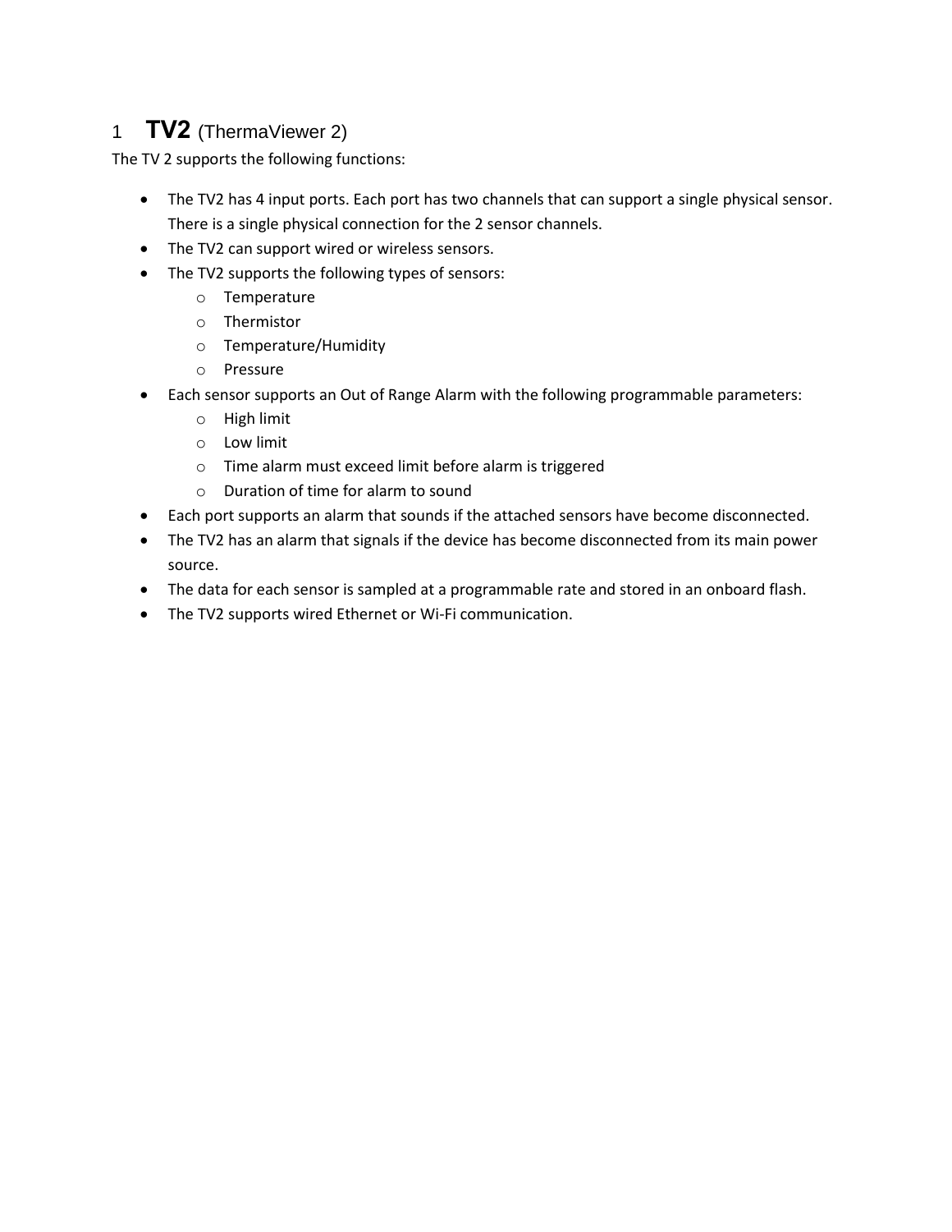# 1 **TV2** (ThermaViewer 2)

The TV 2 supports the following functions:

- The TV2 has 4 input ports. Each port has two channels that can support a single physical sensor. There is a single physical connection for the 2 sensor channels.
- The TV2 can support wired or wireless sensors.
- The TV2 supports the following types of sensors:
  - Temperature
  - Thermistor
  - Temperature/Humidity
  - Pressure
- Each sensor supports an Out of Range Alarm with the following programmable parameters:
  - High limit
  - Low limit
  - Time alarm must exceed limit before alarm is triggered
  - Duration of time for alarm to sound
- Each port supports an alarm that sounds if the attached sensors have become disconnected.
- The TV2 has an alarm that signals if the device has become disconnected from its main power source.
- The data for each sensor is sampled at a programmable rate and stored in an onboard flash.
- The TV2 supports wired Ethernet or Wi-Fi communication.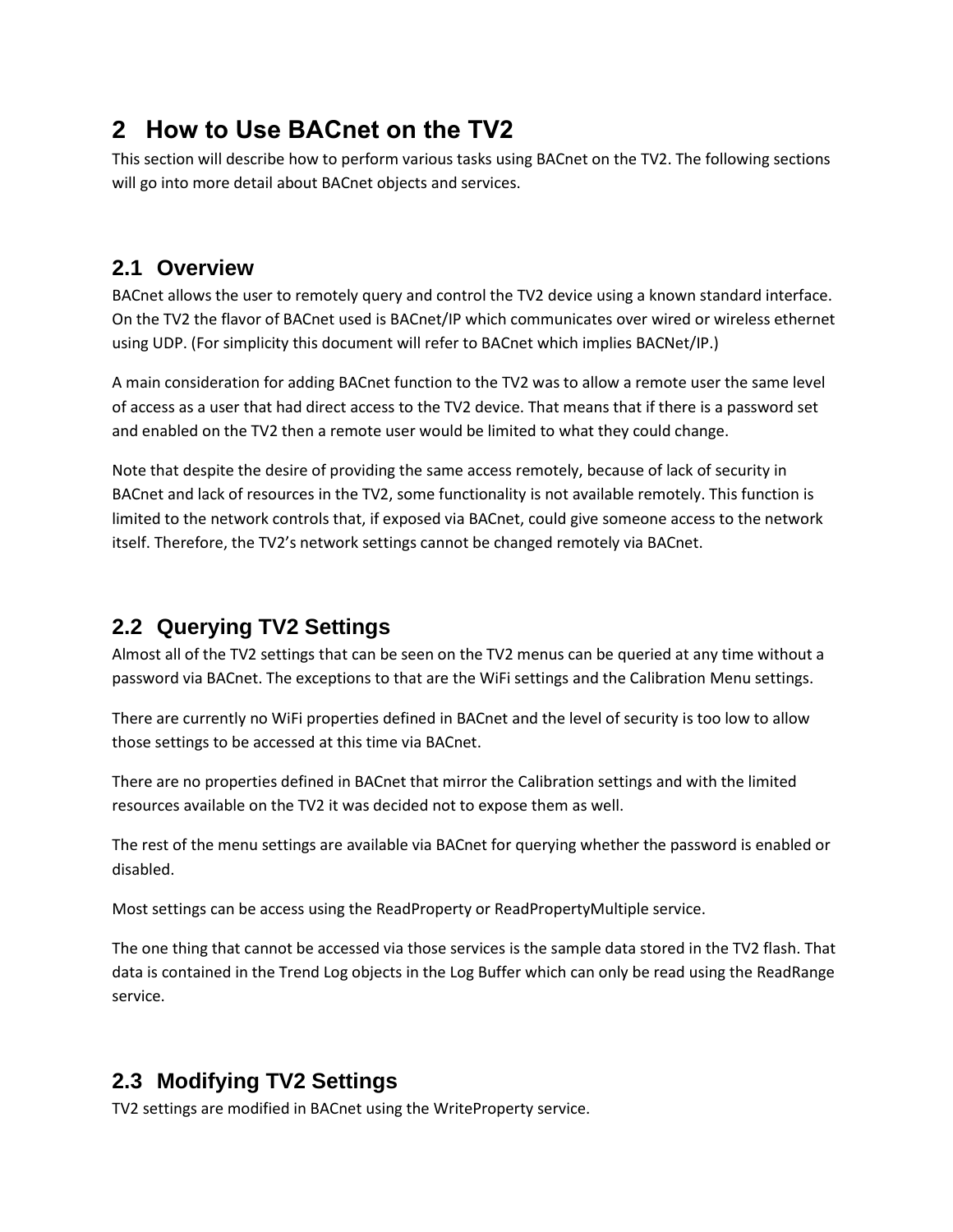# 2 How to Use BACnet on the TV2

This section will describe how to perform various tasks using BACnet on the TV2. The following sections will go into more detail about BACnet objects and services.

## 2.1 Overview

BACnet allows the user to remotely query and control the TV2 device using a known standard interface. On the TV2 the flavor of BACnet used is BACnet/IP which communicates over wired or wireless ethernet using UDP. (For simplicity this document will refer to BACnet which implies BACNet/IP.)

A main consideration for adding BACnet function to the TV2 was to allow a remote user the same level of access as a user that had direct access to the TV2 device. That means that if there is a password set and enabled on the TV2 then a remote user would be limited to what they could change.

Note that despite the desire of providing the same access remotely, because of lack of security in BACnet and lack of resources in the TV2, some functionality is not available remotely. This function is limited to the network controls that, if exposed via BACnet, could give someone access to the network itself. Therefore, the TV2's network settings cannot be changed remotely via BACnet.

## 2.2 Querying TV2 Settings

Almost all of the TV2 settings that can be seen on the TV2 menus can be queried at any time without a password via BACnet. The exceptions to that are the WiFi settings and the Calibration Menu settings.

There are currently no WiFi properties defined in BACnet and the level of security is too low to allow those settings to be accessed at this time via BACnet.

There are no properties defined in BACnet that mirror the Calibration settings and with the limited resources available on the TV2 it was decided not to expose them as well.

The rest of the menu settings are available via BACnet for querying whether the password is enabled or disabled.

Most settings can be access using the ReadProperty or ReadPropertyMultiple service.

The one thing that cannot be accessed via those services is the sample data stored in the TV2 flash. That data is contained in the Trend Log objects in the Log Buffer which can only be read using the ReadRange service.

## 2.3 Modifying TV2 Settings

TV2 settings are modified in BACnet using the WriteProperty service.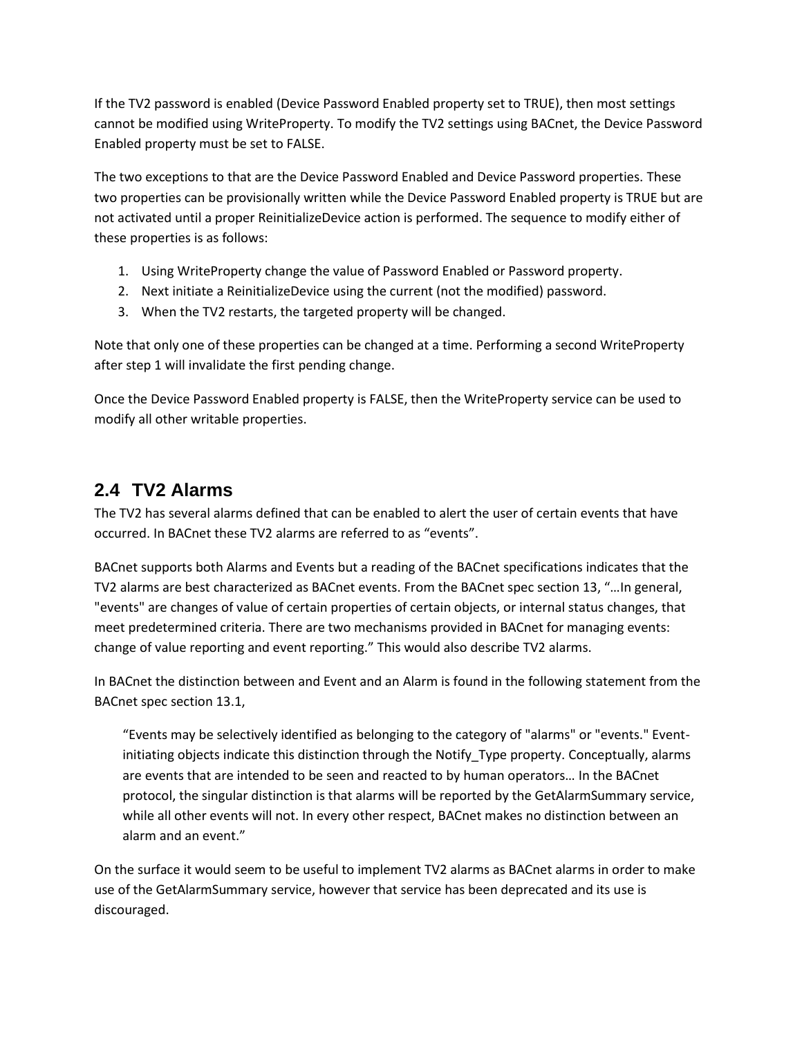If the TV2 password is enabled (Device Password Enabled property set to TRUE), then most settings cannot be modified using WriteProperty. To modify the TV2 settings using BACnet, the Device Password Enabled property must be set to FALSE.

The two exceptions to that are the Device Password Enabled and Device Password properties. These two properties can be provisionally written while the Device Password Enabled property is TRUE but are not activated until a proper ReinitializeDevice action is performed. The sequence to modify either of these properties is as follows:

1. Using WriteProperty change the value of Password Enabled or Password property.
2. Next initiate a ReinitializeDevice using the current (not the modified) password.
3. When the TV2 restarts, the targeted property will be changed.

Note that only one of these properties can be changed at a time. Performing a second WriteProperty after step 1 will invalidate the first pending change.

Once the Device Password Enabled property is FALSE, then the WriteProperty service can be used to modify all other writable properties.

## 2.4 TV2 Alarms

The TV2 has several alarms defined that can be enabled to alert the user of certain events that have occurred. In BACnet these TV2 alarms are referred to as “events”.

BACnet supports both Alarms and Events but a reading of the BACnet specifications indicates that the TV2 alarms are best characterized as BACnet events. From the BACnet spec section 13, “…In general, "events" are changes of value of certain properties of certain objects, or internal status changes, that meet predetermined criteria. There are two mechanisms provided in BACnet for managing events: change of value reporting and event reporting.” This would also describe TV2 alarms.

In BACnet the distinction between and Event and an Alarm is found in the following statement from the BACnet spec section 13.1,

> “Events may be selectively identified as belonging to the category of "alarms" or "events." Event-initiating objects indicate this distinction through the Notify_Type property. Conceptually, alarms are events that are intended to be seen and reacted to by human operators… In the BACnet protocol, the singular distinction is that alarms will be reported by the GetAlarmSummary service, while all other events will not. In every other respect, BACnet makes no distinction between an alarm and an event.”

On the surface it would seem to be useful to implement TV2 alarms as BACnet alarms in order to make use of the GetAlarmSummary service, however that service has been deprecated and its use is discouraged.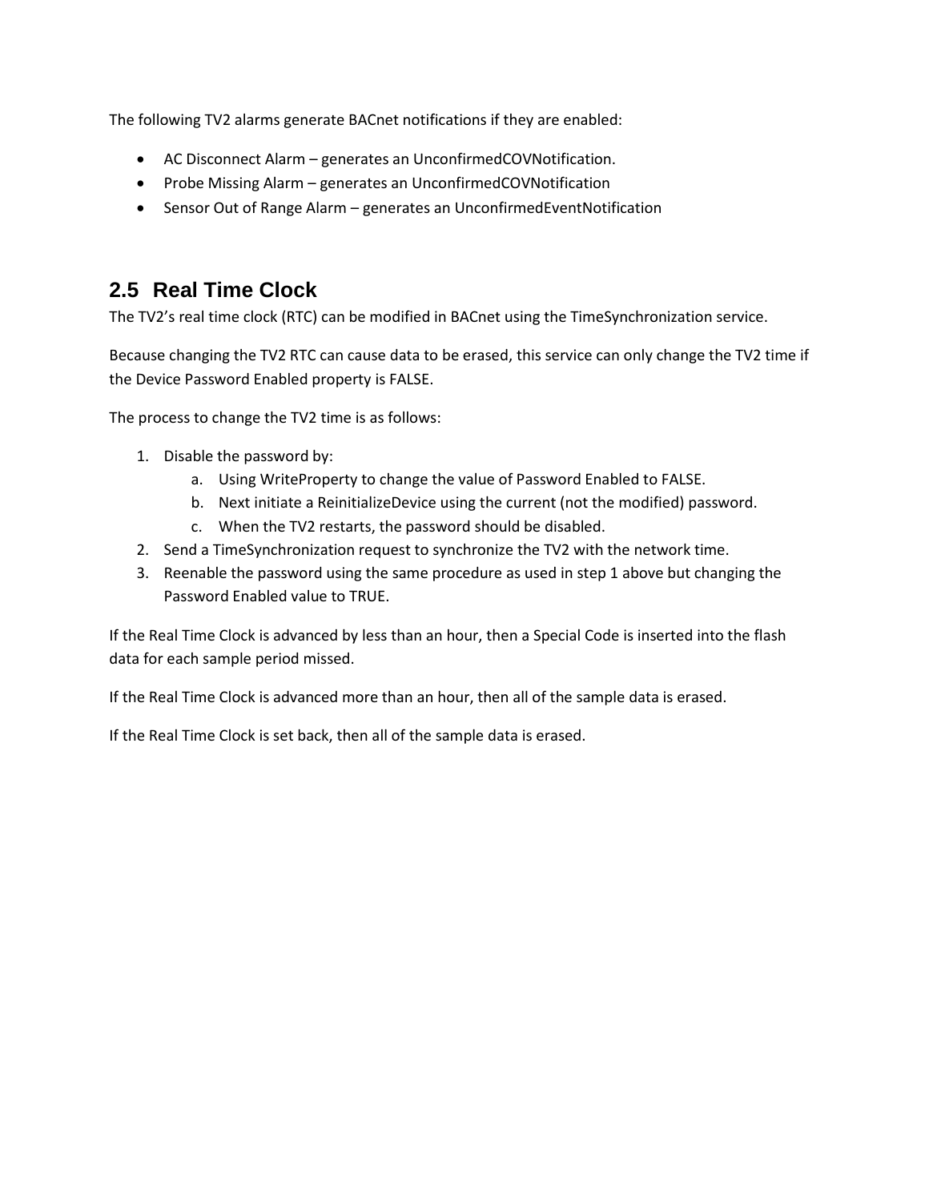The following TV2 alarms generate BACnet notifications if they are enabled:

- AC Disconnect Alarm – generates an UnconfirmedCOVNotification.
- Probe Missing Alarm – generates an UnconfirmedCOVNotification
- Sensor Out of Range Alarm – generates an UnconfirmedEventNotification

## 2.5 Real Time Clock

The TV2's real time clock (RTC) can be modified in BACnet using the TimeSynchronization service.

Because changing the TV2 RTC can cause data to be erased, this service can only change the TV2 time if the Device Password Enabled property is FALSE.

The process to change the TV2 time is as follows:

1. Disable the password by:
   a. Using WriteProperty to change the value of Password Enabled to FALSE.
   b. Next initiate a ReinitializeDevice using the current (not the modified) password.
   c. When the TV2 restarts, the password should be disabled.
2. Send a TimeSynchronization request to synchronize the TV2 with the network time.
3. Reenable the password using the same procedure as used in step 1 above but changing the Password Enabled value to TRUE.

If the Real Time Clock is advanced by less than an hour, then a Special Code is inserted into the flash data for each sample period missed.

If the Real Time Clock is advanced more than an hour, then all of the sample data is erased.

If the Real Time Clock is set back, then all of the sample data is erased.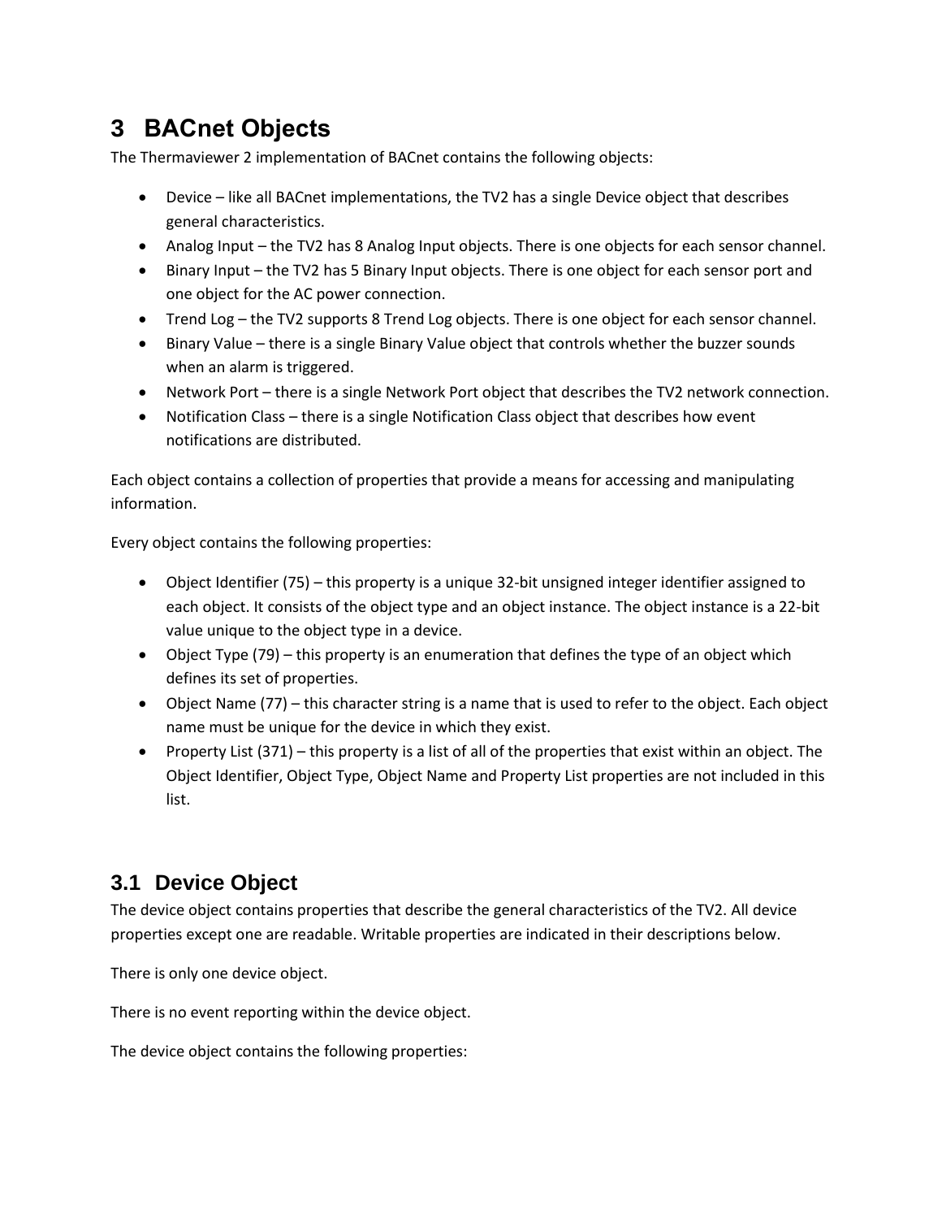# 3 BACnet Objects

The Thermaviewer 2 implementation of BACnet contains the following objects:

- Device – like all BACnet implementations, the TV2 has a single Device object that describes general characteristics.
- Analog Input – the TV2 has 8 Analog Input objects. There is one objects for each sensor channel.
- Binary Input – the TV2 has 5 Binary Input objects. There is one object for each sensor port and one object for the AC power connection.
- Trend Log – the TV2 supports 8 Trend Log objects. There is one object for each sensor channel.
- Binary Value – there is a single Binary Value object that controls whether the buzzer sounds when an alarm is triggered.
- Network Port – there is a single Network Port object that describes the TV2 network connection.
- Notification Class – there is a single Notification Class object that describes how event notifications are distributed.

Each object contains a collection of properties that provide a means for accessing and manipulating information.

Every object contains the following properties:

- Object Identifier (75) – this property is a unique 32-bit unsigned integer identifier assigned to each object. It consists of the object type and an object instance. The object instance is a 22-bit value unique to the object type in a device.
- Object Type (79) – this property is an enumeration that defines the type of an object which defines its set of properties.
- Object Name (77) – this character string is a name that is used to refer to the object. Each object name must be unique for the device in which they exist.
- Property List (371) – this property is a list of all of the properties that exist within an object. The Object Identifier, Object Type, Object Name and Property List properties are not included in this list.

## 3.1 Device Object

The device object contains properties that describe the general characteristics of the TV2. All device properties except one are readable. Writable properties are indicated in their descriptions below.

There is only one device object.

There is no event reporting within the device object.

The device object contains the following properties: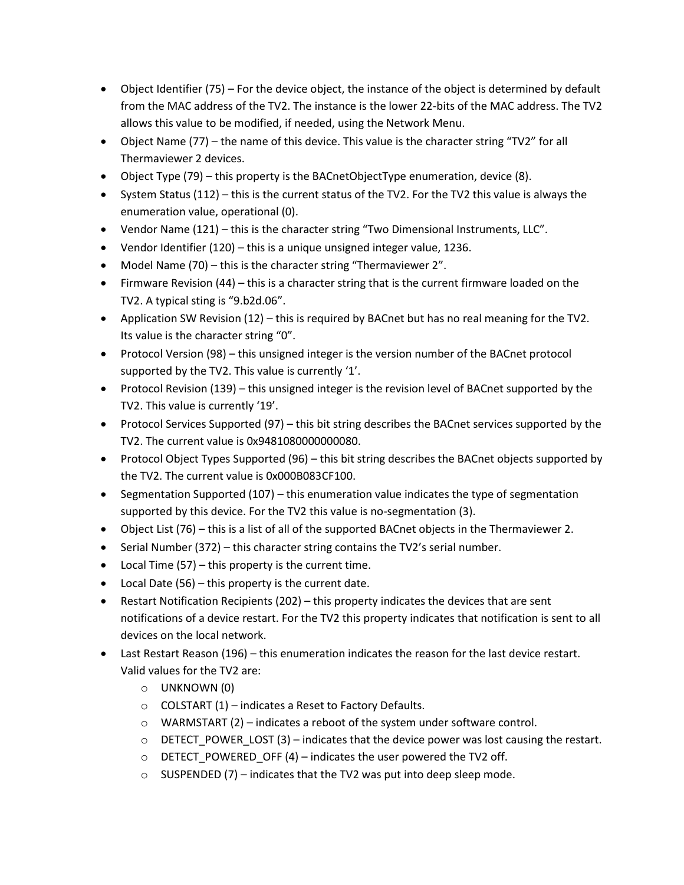- Object Identifier (75) – For the device object, the instance of the object is determined by default from the MAC address of the TV2. The instance is the lower 22-bits of the MAC address. The TV2 allows this value to be modified, if needed, using the Network Menu.
- Object Name (77) – the name of this device. This value is the character string "TV2" for all Thermaviewer 2 devices.
- Object Type (79) – this property is the BACnetObjectType enumeration, device (8).
- System Status (112) – this is the current status of the TV2. For the TV2 this value is always the enumeration value, operational (0).
- Vendor Name (121) – this is the character string "Two Dimensional Instruments, LLC".
- Vendor Identifier (120) – this is a unique unsigned integer value, 1236.
- Model Name (70) – this is the character string "Thermaviewer 2".
- Firmware Revision (44) – this is a character string that is the current firmware loaded on the TV2. A typical sting is "9.b2d.06".
- Application SW Revision (12) – this is required by BACnet but has no real meaning for the TV2. Its value is the character string "0".
- Protocol Version (98) – this unsigned integer is the version number of the BACnet protocol supported by the TV2. This value is currently '1'.
- Protocol Revision (139) – this unsigned integer is the revision level of BACnet supported by the TV2. This value is currently '19'.
- Protocol Services Supported (97) – this bit string describes the BACnet services supported by the TV2. The current value is 0x9481080000000080.
- Protocol Object Types Supported (96) – this bit string describes the BACnet objects supported by the TV2. The current value is 0x000B083CF100.
- Segmentation Supported (107) – this enumeration value indicates the type of segmentation supported by this device. For the TV2 this value is no-segmentation (3).
- Object List (76) – this is a list of all of the supported BACnet objects in the Thermaviewer 2.
- Serial Number (372) – this character string contains the TV2's serial number.
- Local Time (57) – this property is the current time.
- Local Date (56) – this property is the current date.
- Restart Notification Recipients (202) – this property indicates the devices that are sent notifications of a device restart. For the TV2 this property indicates that notification is sent to all devices on the local network.
- Last Restart Reason (196) – this enumeration indicates the reason for the last device restart. Valid values for the TV2 are:
  - UNKNOWN (0)
  - COLSTART (1) – indicates a Reset to Factory Defaults.
  - WARMSTART (2) – indicates a reboot of the system under software control.
  - DETECT_POWER_LOST (3) – indicates that the device power was lost causing the restart.
  - DETECT_POWERED_OFF (4) – indicates the user powered the TV2 off.
  - SUSPENDED (7) – indicates that the TV2 was put into deep sleep mode.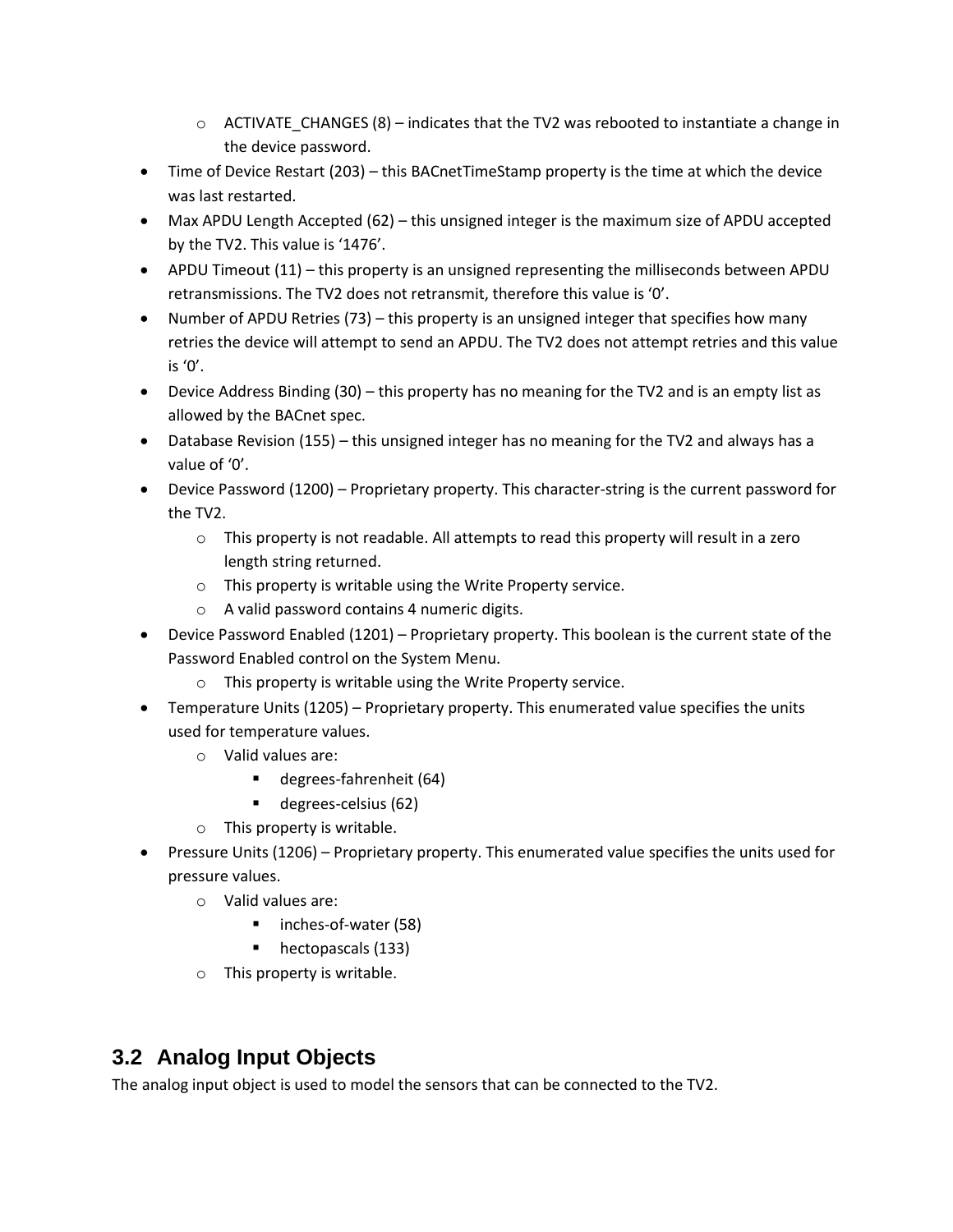- ACTIVATE_CHANGES (8) – indicates that the TV2 was rebooted to instantiate a change in the device password.
- Time of Device Restart (203) – this BACnetTimeStamp property is the time at which the device was last restarted.
- Max APDU Length Accepted (62) – this unsigned integer is the maximum size of APDU accepted by the TV2. This value is '1476'.
- APDU Timeout (11) – this property is an unsigned representing the milliseconds between APDU retransmissions. The TV2 does not retransmit, therefore this value is '0'.
- Number of APDU Retries (73) – this property is an unsigned integer that specifies how many retries the device will attempt to send an APDU. The TV2 does not attempt retries and this value is '0'.
- Device Address Binding (30) – this property has no meaning for the TV2 and is an empty list as allowed by the BACnet spec.
- Database Revision (155) – this unsigned integer has no meaning for the TV2 and always has a value of '0'.
- Device Password (1200) – Proprietary property. This character-string is the current password for the TV2.
    - This property is not readable. All attempts to read this property will result in a zero length string returned.
    - This property is writable using the Write Property service.
    - A valid password contains 4 numeric digits.
- Device Password Enabled (1201) – Proprietary property. This boolean is the current state of the Password Enabled control on the System Menu.
    - This property is writable using the Write Property service.
- Temperature Units (1205) – Proprietary property. This enumerated value specifies the units used for temperature values.
    - Valid values are:
        - degrees-fahrenheit (64)
        - degrees-celsius (62)
    - This property is writable.
- Pressure Units (1206) – Proprietary property. This enumerated value specifies the units used for pressure values.
    - Valid values are:
        - inches-of-water (58)
        - hectopascals (133)
    - This property is writable.

## 3.2 Analog Input Objects

The analog input object is used to model the sensors that can be connected to the TV2.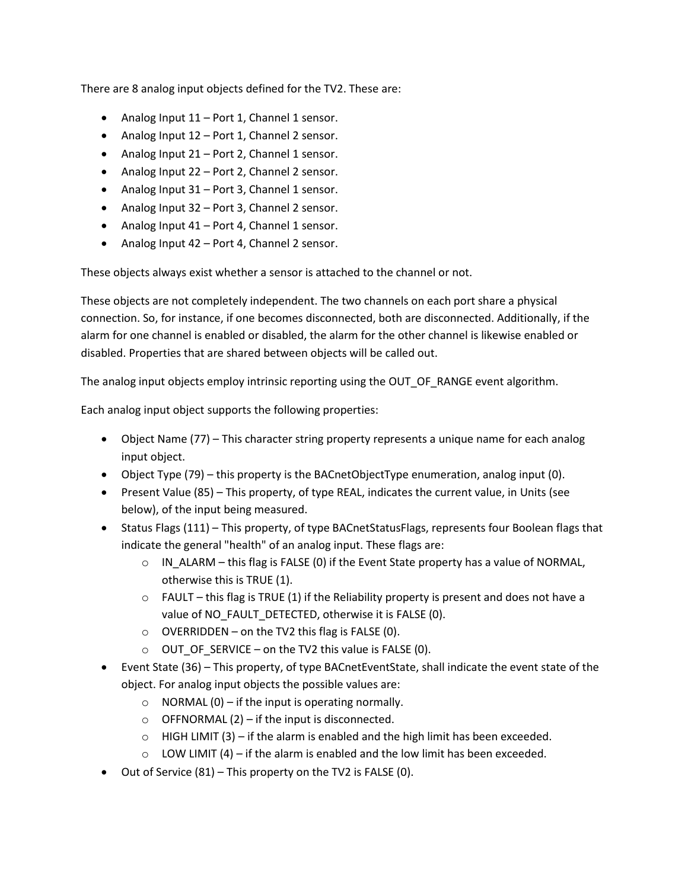There are 8 analog input objects defined for the TV2. These are:

- Analog Input 11 – Port 1, Channel 1 sensor.
- Analog Input 12 – Port 1, Channel 2 sensor.
- Analog Input 21 – Port 2, Channel 1 sensor.
- Analog Input 22 – Port 2, Channel 2 sensor.
- Analog Input 31 – Port 3, Channel 1 sensor.
- Analog Input 32 – Port 3, Channel 2 sensor.
- Analog Input 41 – Port 4, Channel 1 sensor.
- Analog Input 42 – Port 4, Channel 2 sensor.

These objects always exist whether a sensor is attached to the channel or not.

These objects are not completely independent. The two channels on each port share a physical connection. So, for instance, if one becomes disconnected, both are disconnected. Additionally, if the alarm for one channel is enabled or disabled, the alarm for the other channel is likewise enabled or disabled. Properties that are shared between objects will be called out.

The analog input objects employ intrinsic reporting using the OUT_OF_RANGE event algorithm.

Each analog input object supports the following properties:

- Object Name (77) – This character string property represents a unique name for each analog input object.
- Object Type (79) – this property is the BACnetObjectType enumeration, analog input (0).
- Present Value (85) – This property, of type REAL, indicates the current value, in Units (see below), of the input being measured.
- Status Flags (111) – This property, of type BACnetStatusFlags, represents four Boolean flags that indicate the general "health" of an analog input. These flags are:
  - IN_ALARM – this flag is FALSE (0) if the Event State property has a value of NORMAL, otherwise this is TRUE (1).
  - FAULT – this flag is TRUE (1) if the Reliability property is present and does not have a value of NO_FAULT_DETECTED, otherwise it is FALSE (0).
  - OVERRIDDEN – on the TV2 this flag is FALSE (0).
  - OUT_OF_SERVICE – on the TV2 this value is FALSE (0).
- Event State (36) – This property, of type BACnetEventState, shall indicate the event state of the object. For analog input objects the possible values are:
  - NORMAL (0) – if the input is operating normally.
  - OFFNORMAL (2) – if the input is disconnected.
  - HIGH LIMIT (3) – if the alarm is enabled and the high limit has been exceeded.
  - LOW LIMIT (4) – if the alarm is enabled and the low limit has been exceeded.
- Out of Service (81) – This property on the TV2 is FALSE (0).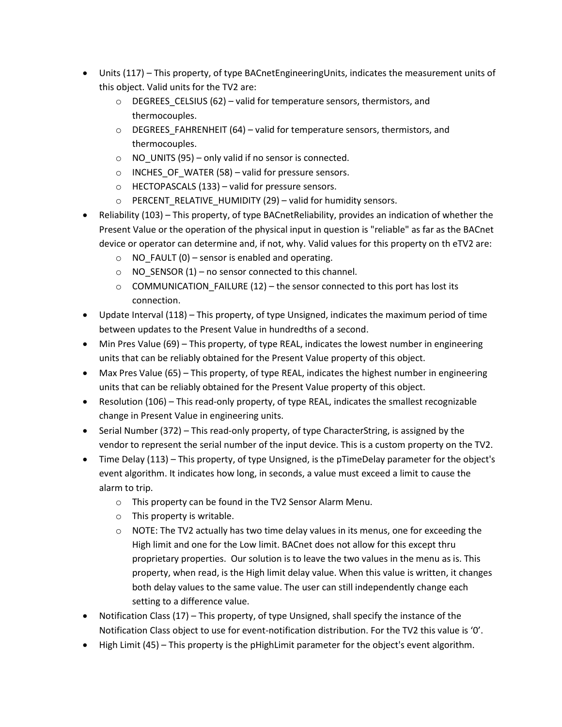- Units (117) – This property, of type BACnetEngineeringUnits, indicates the measurement units of this object. Valid units for the TV2 are:
    - DEGREES_CELSIUS (62) – valid for temperature sensors, thermistors, and thermocouples.
    - DEGREES_FAHRENHEIT (64) – valid for temperature sensors, thermistors, and thermocouples.
    - NO_UNITS (95) – only valid if no sensor is connected.
    - INCHES_OF_WATER (58) – valid for pressure sensors.
    - HECTOPASCALS (133) – valid for pressure sensors.
    - PERCENT_RELATIVE_HUMIDITY (29) – valid for humidity sensors.
- Reliability (103) – This property, of type BACnetReliability, provides an indication of whether the Present Value or the operation of the physical input in question is "reliable" as far as the BACnet device or operator can determine and, if not, why. Valid values for this property on th eTV2 are:
    - NO_FAULT (0) – sensor is enabled and operating.
    - NO_SENSOR (1) – no sensor connected to this channel.
    - COMMUNICATION_FAILURE (12) – the sensor connected to this port has lost its connection.
- Update Interval (118) – This property, of type Unsigned, indicates the maximum period of time between updates to the Present Value in hundredths of a second.
- Min Pres Value (69) – This property, of type REAL, indicates the lowest number in engineering units that can be reliably obtained for the Present Value property of this object.
- Max Pres Value (65) – This property, of type REAL, indicates the highest number in engineering units that can be reliably obtained for the Present Value property of this object.
- Resolution (106) – This read-only property, of type REAL, indicates the smallest recognizable change in Present Value in engineering units.
- Serial Number (372) – This read-only property, of type CharacterString, is assigned by the vendor to represent the serial number of the input device. This is a custom property on the TV2.
- Time Delay (113) – This property, of type Unsigned, is the pTimeDelay parameter for the object's event algorithm. It indicates how long, in seconds, a value must exceed a limit to cause the alarm to trip.
    - This property can be found in the TV2 Sensor Alarm Menu.
    - This property is writable.
    - NOTE: The TV2 actually has two time delay values in its menus, one for exceeding the High limit and one for the Low limit. BACnet does not allow for this except thru proprietary properties. Our solution is to leave the two values in the menu as is. This property, when read, is the High limit delay value. When this value is written, it changes both delay values to the same value. The user can still independently change each setting to a difference value.
- Notification Class (17) – This property, of type Unsigned, shall specify the instance of the Notification Class object to use for event-notification distribution. For the TV2 this value is '0'.
- High Limit (45) – This property is the pHighLimit parameter for the object's event algorithm.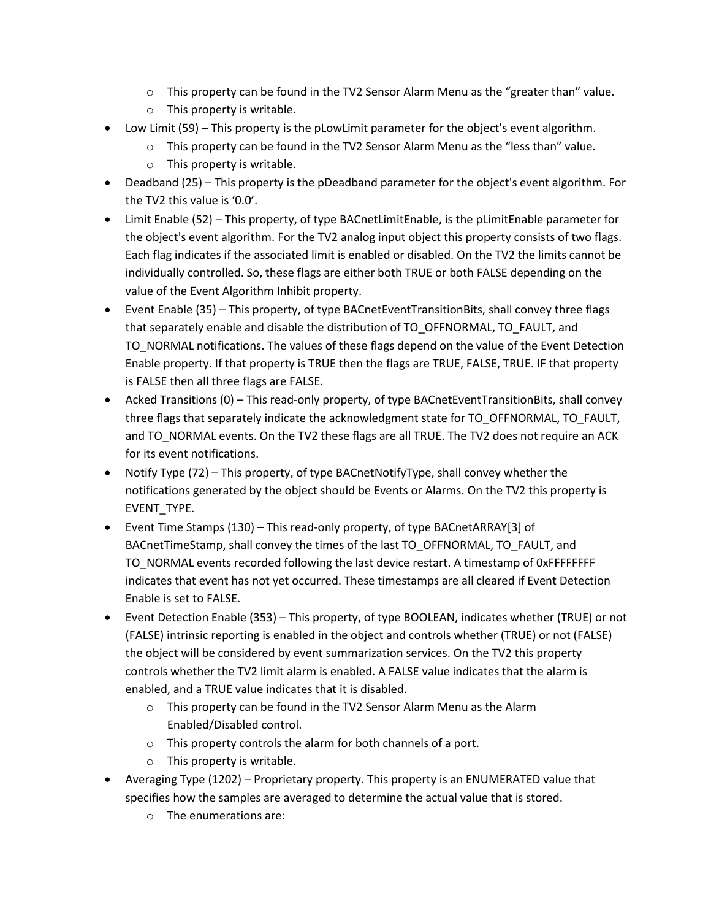- This property can be found in the TV2 Sensor Alarm Menu as the "greater than" value.
  - This property is writable.
- Low Limit (59) – This property is the pLowLimit parameter for the object's event algorithm.
  - This property can be found in the TV2 Sensor Alarm Menu as the "less than" value.
  - This property is writable.
- Deadband (25) – This property is the pDeadband parameter for the object's event algorithm. For the TV2 this value is '0.0'.
- Limit Enable (52) – This property, of type BACnetLimitEnable, is the pLimitEnable parameter for the object's event algorithm. For the TV2 analog input object this property consists of two flags. Each flag indicates if the associated limit is enabled or disabled. On the TV2 the limits cannot be individually controlled. So, these flags are either both TRUE or both FALSE depending on the value of the Event Algorithm Inhibit property.
- Event Enable (35) – This property, of type BACnetEventTransitionBits, shall convey three flags that separately enable and disable the distribution of TO_OFFNORMAL, TO_FAULT, and TO_NORMAL notifications. The values of these flags depend on the value of the Event Detection Enable property. If that property is TRUE then the flags are TRUE, FALSE, TRUE. IF that property is FALSE then all three flags are FALSE.
- Acked Transitions (0) – This read-only property, of type BACnetEventTransitionBits, shall convey three flags that separately indicate the acknowledgment state for TO_OFFNORMAL, TO_FAULT, and TO_NORMAL events. On the TV2 these flags are all TRUE. The TV2 does not require an ACK for its event notifications.
- Notify Type (72) – This property, of type BACnetNotifyType, shall convey whether the notifications generated by the object should be Events or Alarms. On the TV2 this property is EVENT_TYPE.
- Event Time Stamps (130) – This read-only property, of type BACnetARRAY[3] of BACnetTimeStamp, shall convey the times of the last TO_OFFNORMAL, TO_FAULT, and TO_NORMAL events recorded following the last device restart. A timestamp of 0xFFFFFFFF indicates that event has not yet occurred. These timestamps are all cleared if Event Detection Enable is set to FALSE.
- Event Detection Enable (353) – This property, of type BOOLEAN, indicates whether (TRUE) or not (FALSE) intrinsic reporting is enabled in the object and controls whether (TRUE) or not (FALSE) the object will be considered by event summarization services. On the TV2 this property controls whether the TV2 limit alarm is enabled. A FALSE value indicates that the alarm is enabled, and a TRUE value indicates that it is disabled.
  - This property can be found in the TV2 Sensor Alarm Menu as the Alarm Enabled/Disabled control.
  - This property controls the alarm for both channels of a port.
  - This property is writable.
- Averaging Type (1202) – Proprietary property. This property is an ENUMERATED value that specifies how the samples are averaged to determine the actual value that is stored.
  - The enumerations are: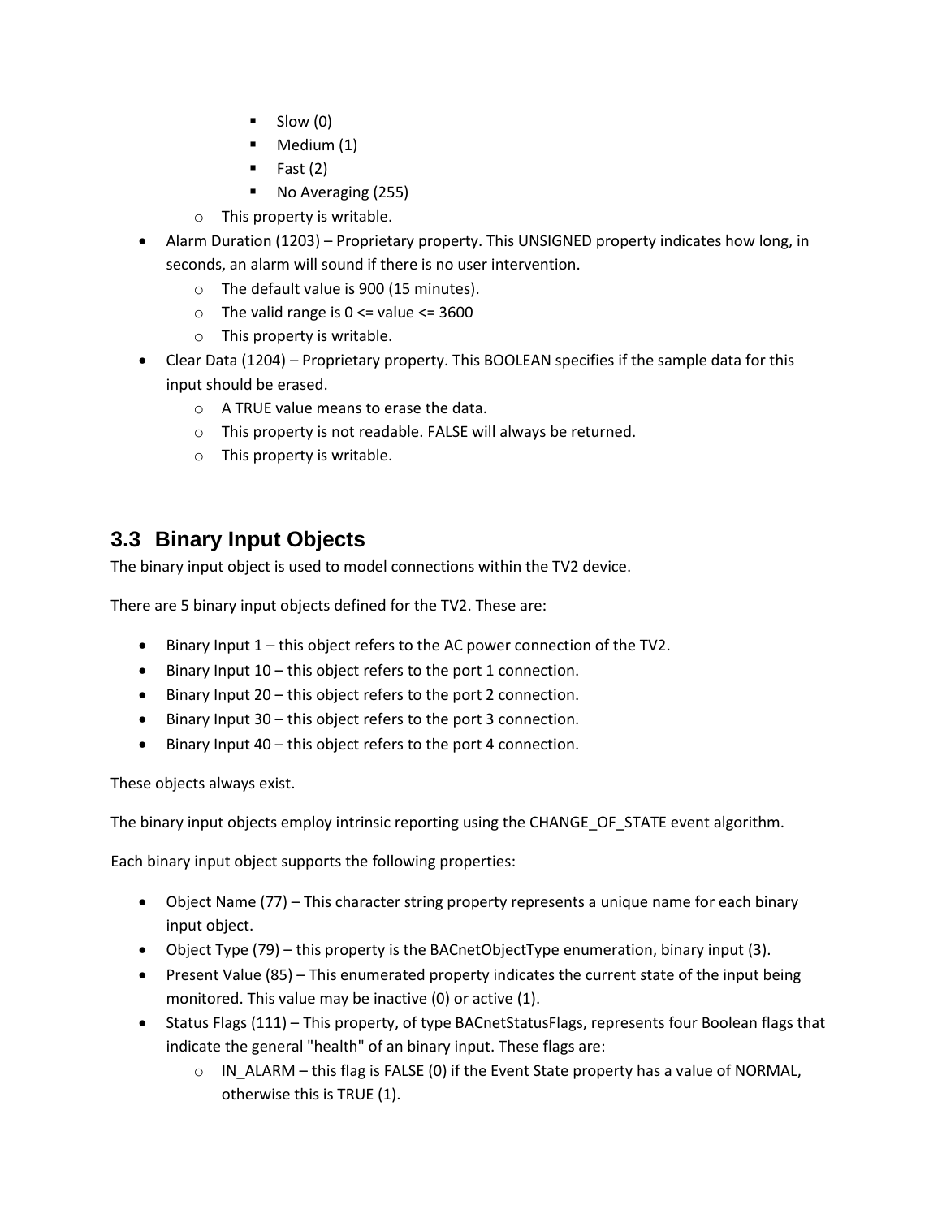- Slow (0)
        - Medium (1)
        - Fast (2)
        - No Averaging (255)
    - This property is writable.
- Alarm Duration (1203) – Proprietary property. This UNSIGNED property indicates how long, in seconds, an alarm will sound if there is no user intervention.
    - The default value is 900 (15 minutes).
    - The valid range is 0 <= value <= 3600
    - This property is writable.
- Clear Data (1204) – Proprietary property. This BOOLEAN specifies if the sample data for this input should be erased.
    - A TRUE value means to erase the data.
    - This property is not readable. FALSE will always be returned.
    - This property is writable.

## 3.3 Binary Input Objects

The binary input object is used to model connections within the TV2 device.

There are 5 binary input objects defined for the TV2. These are:

- Binary Input 1 – this object refers to the AC power connection of the TV2.
- Binary Input 10 – this object refers to the port 1 connection.
- Binary Input 20 – this object refers to the port 2 connection.
- Binary Input 30 – this object refers to the port 3 connection.
- Binary Input 40 – this object refers to the port 4 connection.

These objects always exist.

The binary input objects employ intrinsic reporting using the CHANGE_OF_STATE event algorithm.

Each binary input object supports the following properties:

- Object Name (77) – This character string property represents a unique name for each binary input object.
- Object Type (79) – this property is the BACnetObjectType enumeration, binary input (3).
- Present Value (85) – This enumerated property indicates the current state of the input being monitored. This value may be inactive (0) or active (1).
- Status Flags (111) – This property, of type BACnetStatusFlags, represents four Boolean flags that indicate the general "health" of an binary input. These flags are:
    - IN_ALARM – this flag is FALSE (0) if the Event State property has a value of NORMAL, otherwise this is TRUE (1).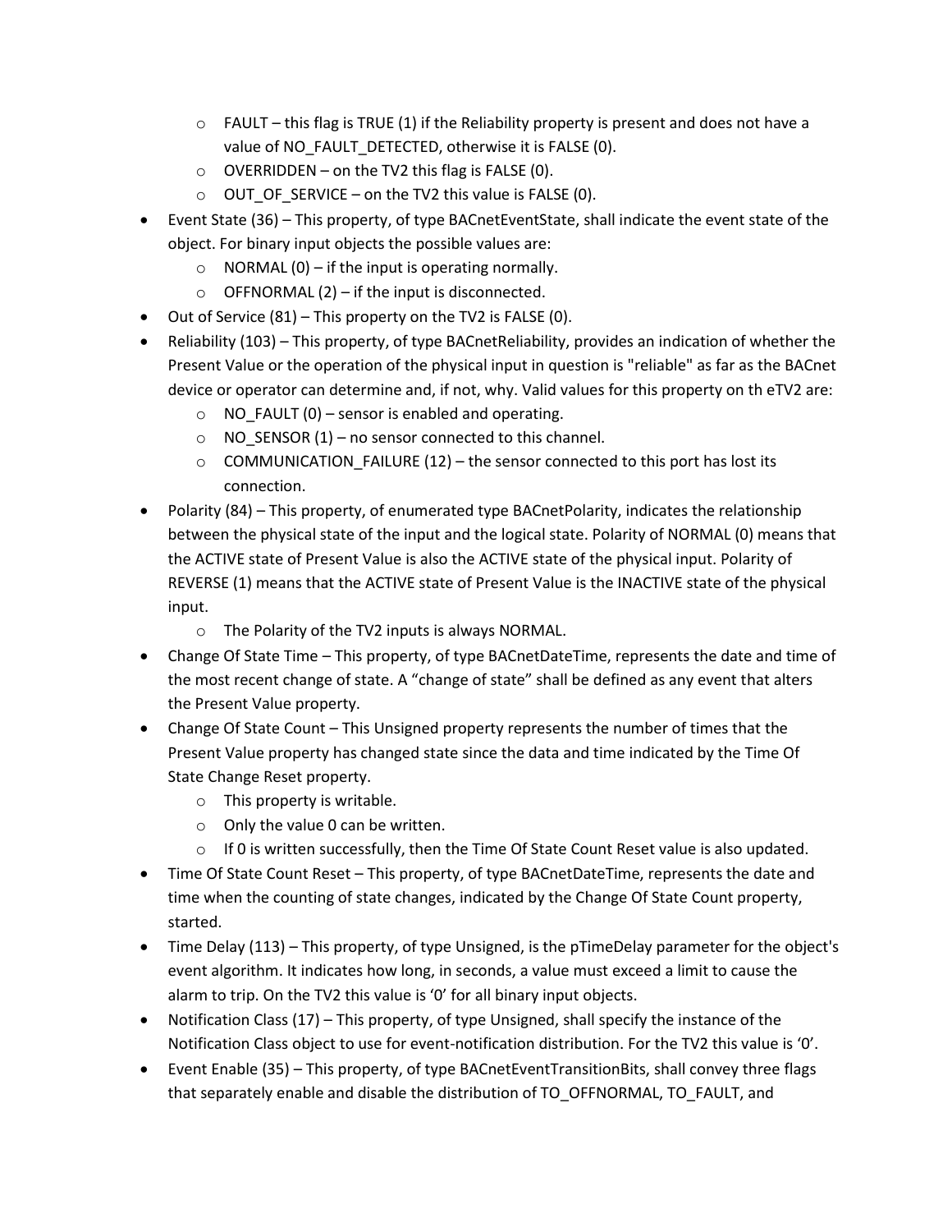- FAULT – this flag is TRUE (1) if the Reliability property is present and does not have a value of NO_FAULT_DETECTED, otherwise it is FALSE (0).
  - OVERRIDDEN – on the TV2 this flag is FALSE (0).
  - OUT_OF_SERVICE – on the TV2 this value is FALSE (0).
- Event State (36) – This property, of type BACnetEventState, shall indicate the event state of the object. For binary input objects the possible values are:
  - NORMAL (0) – if the input is operating normally.
  - OFFNORMAL (2) – if the input is disconnected.
- Out of Service (81) – This property on the TV2 is FALSE (0).
- Reliability (103) – This property, of type BACnetReliability, provides an indication of whether the Present Value or the operation of the physical input in question is "reliable" as far as the BACnet device or operator can determine and, if not, why. Valid values for this property on th eTV2 are:
  - NO_FAULT (0) – sensor is enabled and operating.
  - NO_SENSOR (1) – no sensor connected to this channel.
  - COMMUNICATION_FAILURE (12) – the sensor connected to this port has lost its connection.
- Polarity (84) – This property, of enumerated type BACnetPolarity, indicates the relationship between the physical state of the input and the logical state. Polarity of NORMAL (0) means that the ACTIVE state of Present Value is also the ACTIVE state of the physical input. Polarity of REVERSE (1) means that the ACTIVE state of Present Value is the INACTIVE state of the physical input.
  - The Polarity of the TV2 inputs is always NORMAL.
- Change Of State Time – This property, of type BACnetDateTime, represents the date and time of the most recent change of state. A "change of state" shall be defined as any event that alters the Present Value property.
- Change Of State Count – This Unsigned property represents the number of times that the Present Value property has changed state since the data and time indicated by the Time Of State Change Reset property.
  - This property is writable.
  - Only the value 0 can be written.
  - If 0 is written successfully, then the Time Of State Count Reset value is also updated.
- Time Of State Count Reset – This property, of type BACnetDateTime, represents the date and time when the counting of state changes, indicated by the Change Of State Count property, started.
- Time Delay (113) – This property, of type Unsigned, is the pTimeDelay parameter for the object's event algorithm. It indicates how long, in seconds, a value must exceed a limit to cause the alarm to trip. On the TV2 this value is '0' for all binary input objects.
- Notification Class (17) – This property, of type Unsigned, shall specify the instance of the Notification Class object to use for event-notification distribution. For the TV2 this value is '0'.
- Event Enable (35) – This property, of type BACnetEventTransitionBits, shall convey three flags that separately enable and disable the distribution of TO_OFFNORMAL, TO_FAULT, and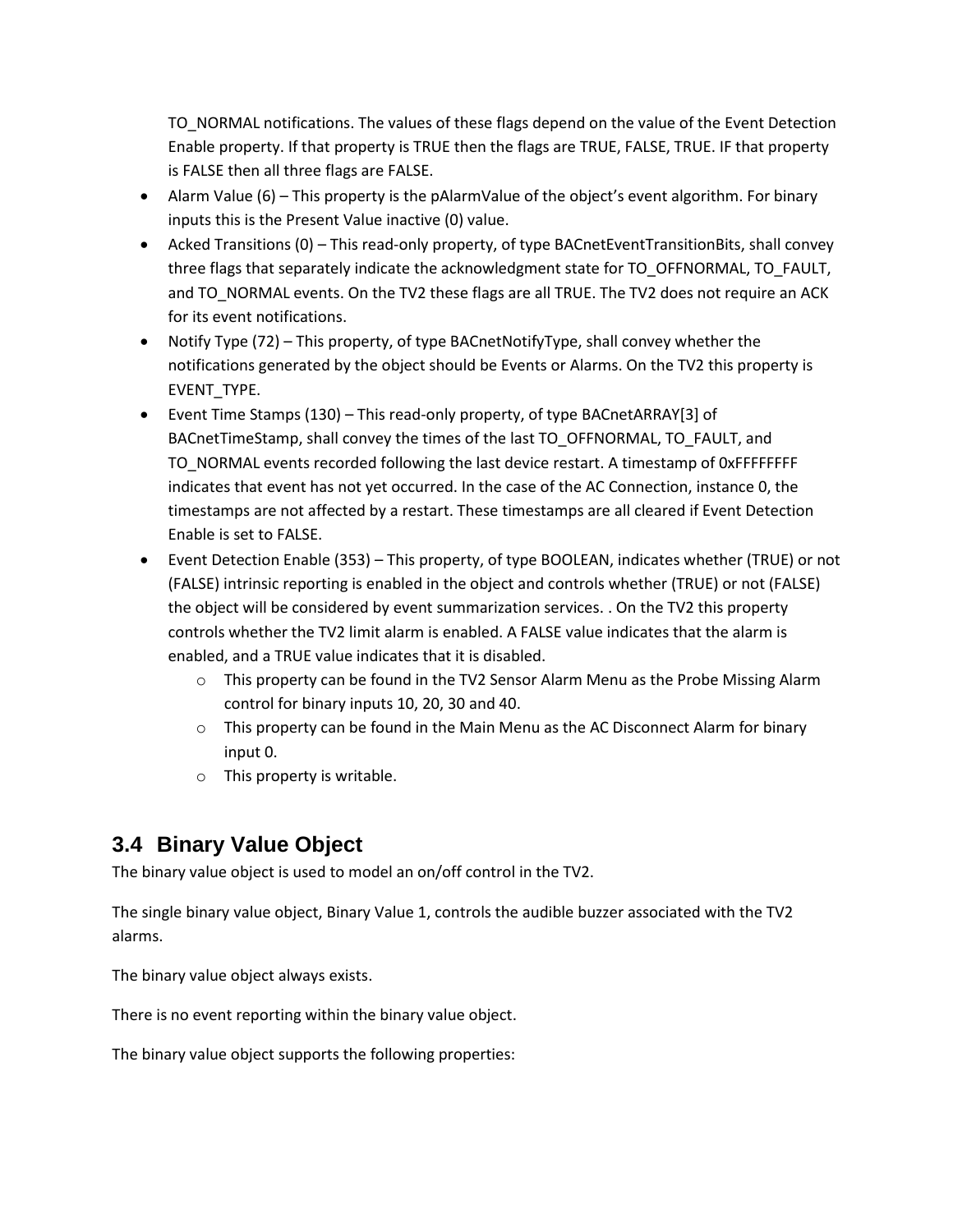TO_NORMAL notifications. The values of these flags depend on the value of the Event Detection Enable property. If that property is TRUE then the flags are TRUE, FALSE, TRUE. IF that property is FALSE then all three flags are FALSE.

- Alarm Value (6) – This property is the pAlarmValue of the object's event algorithm. For binary inputs this is the Present Value inactive (0) value.
- Acked Transitions (0) – This read-only property, of type BACnetEventTransitionBits, shall convey three flags that separately indicate the acknowledgment state for TO_OFFNORMAL, TO_FAULT, and TO_NORMAL events. On the TV2 these flags are all TRUE. The TV2 does not require an ACK for its event notifications.
- Notify Type (72) – This property, of type BACnetNotifyType, shall convey whether the notifications generated by the object should be Events or Alarms. On the TV2 this property is EVENT_TYPE.
- Event Time Stamps (130) – This read-only property, of type BACnetARRAY[3] of BACnetTimeStamp, shall convey the times of the last TO_OFFNORMAL, TO_FAULT, and TO_NORMAL events recorded following the last device restart. A timestamp of 0xFFFFFFFF indicates that event has not yet occurred. In the case of the AC Connection, instance 0, the timestamps are not affected by a restart. These timestamps are all cleared if Event Detection Enable is set to FALSE.
- Event Detection Enable (353) – This property, of type BOOLEAN, indicates whether (TRUE) or not (FALSE) intrinsic reporting is enabled in the object and controls whether (TRUE) or not (FALSE) the object will be considered by event summarization services. . On the TV2 this property controls whether the TV2 limit alarm is enabled. A FALSE value indicates that the alarm is enabled, and a TRUE value indicates that it is disabled.
  - This property can be found in the TV2 Sensor Alarm Menu as the Probe Missing Alarm control for binary inputs 10, 20, 30 and 40.
  - This property can be found in the Main Menu as the AC Disconnect Alarm for binary input 0.
  - This property is writable.

## 3.4 Binary Value Object

The binary value object is used to model an on/off control in the TV2.

The single binary value object, Binary Value 1, controls the audible buzzer associated with the TV2 alarms.

The binary value object always exists.

There is no event reporting within the binary value object.

The binary value object supports the following properties: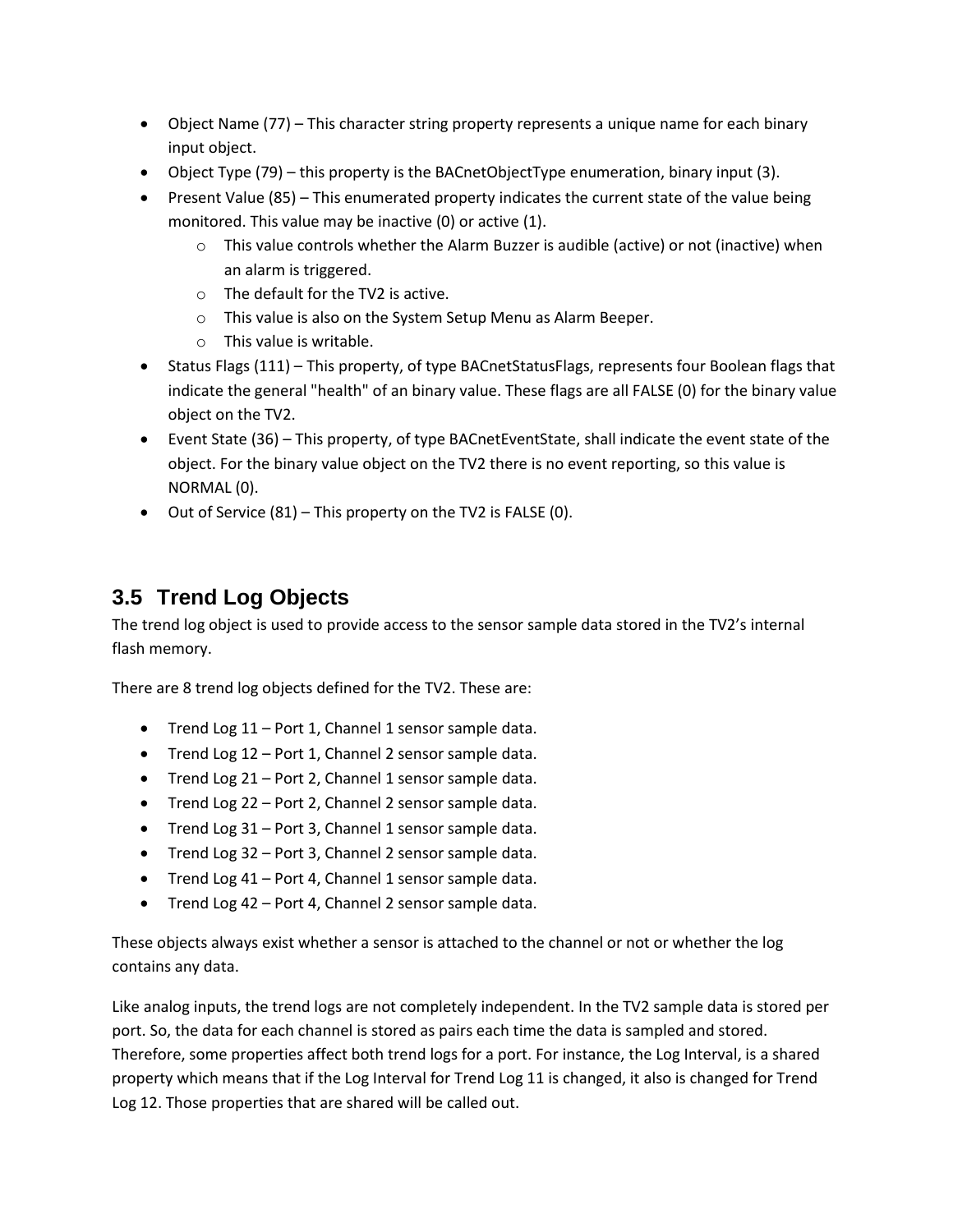- Object Name (77) – This character string property represents a unique name for each binary input object.
- Object Type (79) – this property is the BACnetObjectType enumeration, binary input (3).
- Present Value (85) – This enumerated property indicates the current state of the value being monitored. This value may be inactive (0) or active (1).
  - This value controls whether the Alarm Buzzer is audible (active) or not (inactive) when an alarm is triggered.
  - The default for the TV2 is active.
  - This value is also on the System Setup Menu as Alarm Beeper.
  - This value is writable.
- Status Flags (111) – This property, of type BACnetStatusFlags, represents four Boolean flags that indicate the general "health" of an binary value. These flags are all FALSE (0) for the binary value object on the TV2.
- Event State (36) – This property, of type BACnetEventState, shall indicate the event state of the object. For the binary value object on the TV2 there is no event reporting, so this value is NORMAL (0).
- Out of Service (81) – This property on the TV2 is FALSE (0).

## 3.5 Trend Log Objects

The trend log object is used to provide access to the sensor sample data stored in the TV2's internal flash memory.

There are 8 trend log objects defined for the TV2. These are:

- Trend Log 11 – Port 1, Channel 1 sensor sample data.
- Trend Log 12 – Port 1, Channel 2 sensor sample data.
- Trend Log 21 – Port 2, Channel 1 sensor sample data.
- Trend Log 22 – Port 2, Channel 2 sensor sample data.
- Trend Log 31 – Port 3, Channel 1 sensor sample data.
- Trend Log 32 – Port 3, Channel 2 sensor sample data.
- Trend Log 41 – Port 4, Channel 1 sensor sample data.
- Trend Log 42 – Port 4, Channel 2 sensor sample data.

These objects always exist whether a sensor is attached to the channel or not or whether the log contains any data.

Like analog inputs, the trend logs are not completely independent. In the TV2 sample data is stored per port. So, the data for each channel is stored as pairs each time the data is sampled and stored. Therefore, some properties affect both trend logs for a port. For instance, the Log Interval, is a shared property which means that if the Log Interval for Trend Log 11 is changed, it also is changed for Trend Log 12. Those properties that are shared will be called out.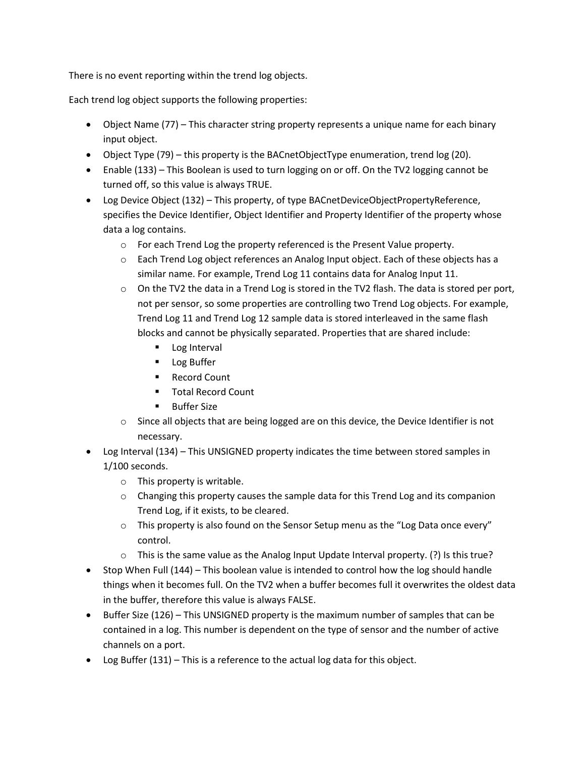There is no event reporting within the trend log objects.

Each trend log object supports the following properties:

- Object Name (77) – This character string property represents a unique name for each binary input object.
- Object Type (79) – this property is the BACnetObjectType enumeration, trend log (20).
- Enable (133) – This Boolean is used to turn logging on or off. On the TV2 logging cannot be turned off, so this value is always TRUE.
- Log Device Object (132) – This property, of type BACnetDeviceObjectPropertyReference, specifies the Device Identifier, Object Identifier and Property Identifier of the property whose data a log contains.
  - For each Trend Log the property referenced is the Present Value property.
  - Each Trend Log object references an Analog Input object. Each of these objects has a similar name. For example, Trend Log 11 contains data for Analog Input 11.
  - On the TV2 the data in a Trend Log is stored in the TV2 flash. The data is stored per port, not per sensor, so some properties are controlling two Trend Log objects. For example, Trend Log 11 and Trend Log 12 sample data is stored interleaved in the same flash blocks and cannot be physically separated. Properties that are shared include:
    - Log Interval
    - Log Buffer
    - Record Count
    - Total Record Count
    - Buffer Size
  - Since all objects that are being logged are on this device, the Device Identifier is not necessary.
- Log Interval (134) – This UNSIGNED property indicates the time between stored samples in 1/100 seconds.
  - This property is writable.
  - Changing this property causes the sample data for this Trend Log and its companion Trend Log, if it exists, to be cleared.
  - This property is also found on the Sensor Setup menu as the "Log Data once every" control.
  - This is the same value as the Analog Input Update Interval property. (?) Is this true?
- Stop When Full (144) – This boolean value is intended to control how the log should handle things when it becomes full. On the TV2 when a buffer becomes full it overwrites the oldest data in the buffer, therefore this value is always FALSE.
- Buffer Size (126) – This UNSIGNED property is the maximum number of samples that can be contained in a log. This number is dependent on the type of sensor and the number of active channels on a port.
- Log Buffer (131) – This is a reference to the actual log data for this object.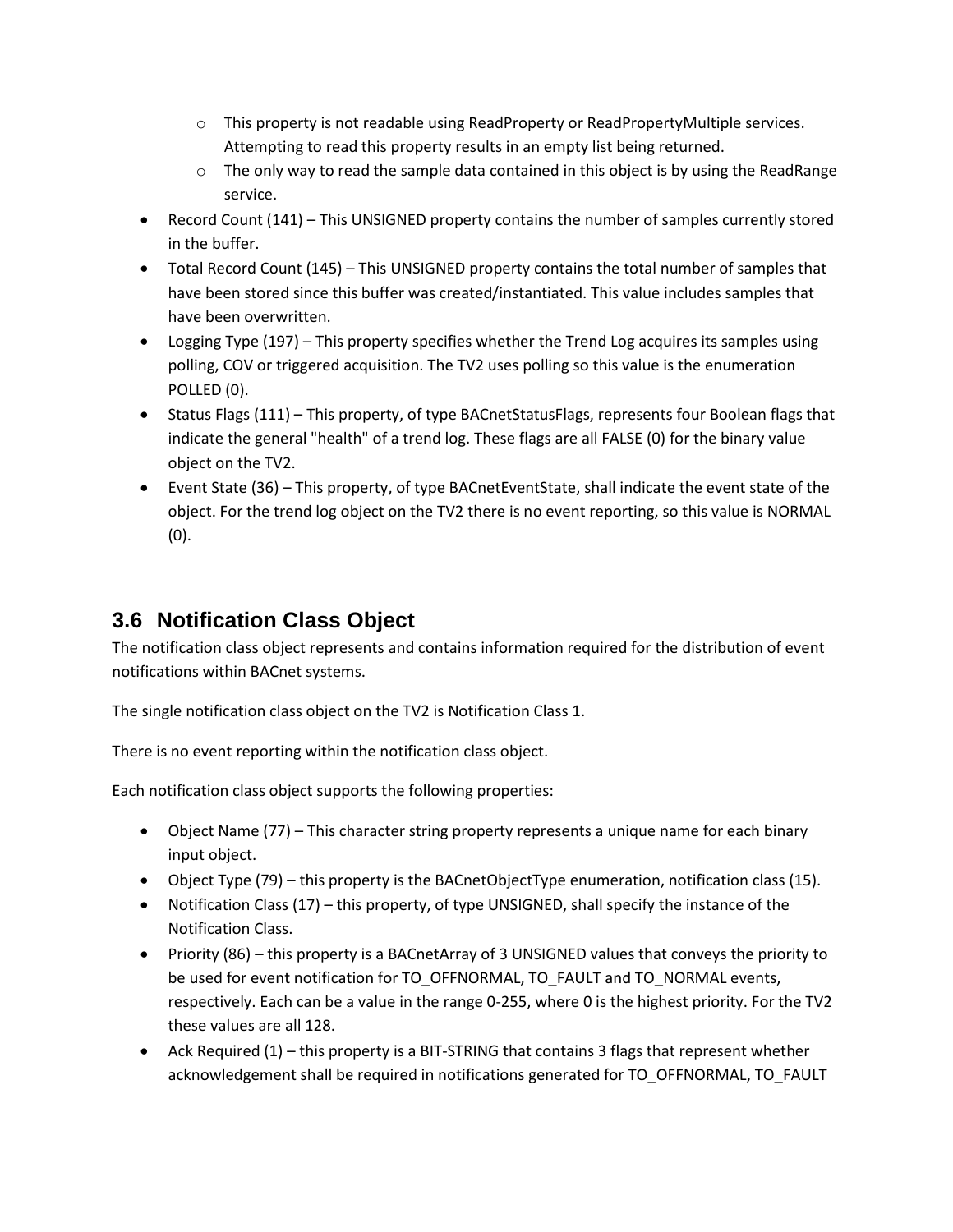- This property is not readable using ReadProperty or ReadPropertyMultiple services. Attempting to read this property results in an empty list being returned.
    - The only way to read the sample data contained in this object is by using the ReadRange service.
- Record Count (141) – This UNSIGNED property contains the number of samples currently stored in the buffer.
- Total Record Count (145) – This UNSIGNED property contains the total number of samples that have been stored since this buffer was created/instantiated. This value includes samples that have been overwritten.
- Logging Type (197) – This property specifies whether the Trend Log acquires its samples using polling, COV or triggered acquisition. The TV2 uses polling so this value is the enumeration POLLED (0).
- Status Flags (111) – This property, of type BACnetStatusFlags, represents four Boolean flags that indicate the general "health" of a trend log. These flags are all FALSE (0) for the binary value object on the TV2.
- Event State (36) – This property, of type BACnetEventState, shall indicate the event state of the object. For the trend log object on the TV2 there is no event reporting, so this value is NORMAL (0).

## 3.6 Notification Class Object

The notification class object represents and contains information required for the distribution of event notifications within BACnet systems.

The single notification class object on the TV2 is Notification Class 1.

There is no event reporting within the notification class object.

Each notification class object supports the following properties:

- Object Name (77) – This character string property represents a unique name for each binary input object.
- Object Type (79) – this property is the BACnetObjectType enumeration, notification class (15).
- Notification Class (17) – this property, of type UNSIGNED, shall specify the instance of the Notification Class.
- Priority (86) – this property is a BACnetArray of 3 UNSIGNED values that conveys the priority to be used for event notification for TO_OFFNORMAL, TO_FAULT and TO_NORMAL events, respectively. Each can be a value in the range 0-255, where 0 is the highest priority. For the TV2 these values are all 128.
- Ack Required (1) – this property is a BIT-STRING that contains 3 flags that represent whether acknowledgement shall be required in notifications generated for TO_OFFNORMAL, TO_FAULT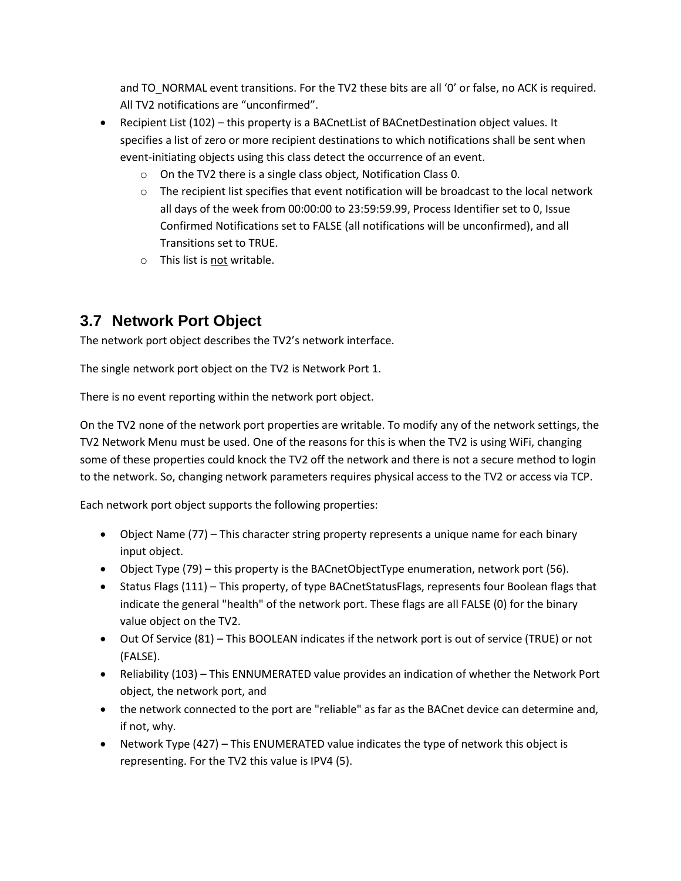and TO_NORMAL event transitions. For the TV2 these bits are all '0' or false, no ACK is required. All TV2 notifications are "unconfirmed".

- Recipient List (102) – this property is a BACnetList of BACnetDestination object values. It specifies a list of zero or more recipient destinations to which notifications shall be sent when event-initiating objects using this class detect the occurrence of an event.
    - On the TV2 there is a single class object, Notification Class 0.
    - The recipient list specifies that event notification will be broadcast to the local network all days of the week from 00:00:00 to 23:59:59.99, Process Identifier set to 0, Issue Confirmed Notifications set to FALSE (all notifications will be unconfirmed), and all Transitions set to TRUE.
    - This list is <u>not</u> writable.

## 3.7 Network Port Object

The network port object describes the TV2's network interface.

The single network port object on the TV2 is Network Port 1.

There is no event reporting within the network port object.

On the TV2 none of the network port properties are writable. To modify any of the network settings, the TV2 Network Menu must be used. One of the reasons for this is when the TV2 is using WiFi, changing some of these properties could knock the TV2 off the network and there is not a secure method to login to the network. So, changing network parameters requires physical access to the TV2 or access via TCP.

Each network port object supports the following properties:

- Object Name (77) – This character string property represents a unique name for each binary input object.
- Object Type (79) – this property is the BACnetObjectType enumeration, network port (56).
- Status Flags (111) – This property, of type BACnetStatusFlags, represents four Boolean flags that indicate the general "health" of the network port. These flags are all FALSE (0) for the binary value object on the TV2.
- Out Of Service (81) – This BOOLEAN indicates if the network port is out of service (TRUE) or not (FALSE).
- Reliability (103) – This ENNUMERATED value provides an indication of whether the Network Port object, the network port, and
- the network connected to the port are "reliable" as far as the BACnet device can determine and, if not, why.
- Network Type (427) – This ENUMERATED value indicates the type of network this object is representing. For the TV2 this value is IPV4 (5).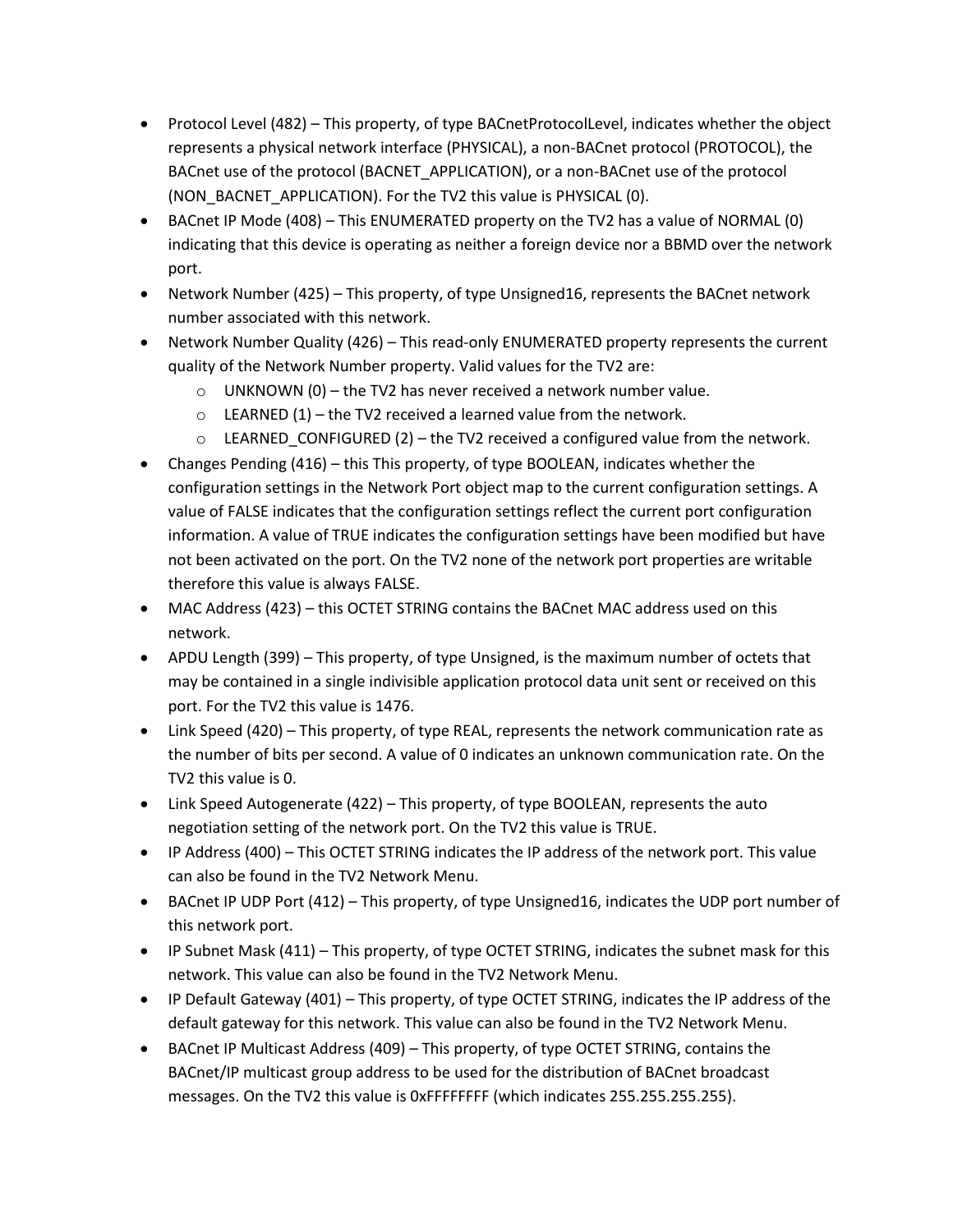- Protocol Level (482) – This property, of type BACnetProtocolLevel, indicates whether the object represents a physical network interface (PHYSICAL), a non-BACnet protocol (PROTOCOL), the BACnet use of the protocol (BACNET_APPLICATION), or a non-BACnet use of the protocol (NON_BACNET_APPLICATION). For the TV2 this value is PHYSICAL (0).
- BACnet IP Mode (408) – This ENUMERATED property on the TV2 has a value of NORMAL (0) indicating that this device is operating as neither a foreign device nor a BBMD over the network port.
- Network Number (425) – This property, of type Unsigned16, represents the BACnet network number associated with this network.
- Network Number Quality (426) – This read-only ENUMERATED property represents the current quality of the Network Number property. Valid values for the TV2 are:
  - UNKNOWN (0) – the TV2 has never received a network number value.
  - LEARNED (1) – the TV2 received a learned value from the network.
  - LEARNED_CONFIGURED (2) – the TV2 received a configured value from the network.
- Changes Pending (416) – this This property, of type BOOLEAN, indicates whether the configuration settings in the Network Port object map to the current configuration settings. A value of FALSE indicates that the configuration settings reflect the current port configuration information. A value of TRUE indicates the configuration settings have been modified but have not been activated on the port. On the TV2 none of the network port properties are writable therefore this value is always FALSE.
- MAC Address (423) – this OCTET STRING contains the BACnet MAC address used on this network.
- APDU Length (399) – This property, of type Unsigned, is the maximum number of octets that may be contained in a single indivisible application protocol data unit sent or received on this port. For the TV2 this value is 1476.
- Link Speed (420) – This property, of type REAL, represents the network communication rate as the number of bits per second. A value of 0 indicates an unknown communication rate. On the TV2 this value is 0.
- Link Speed Autogenerate (422) – This property, of type BOOLEAN, represents the auto negotiation setting of the network port. On the TV2 this value is TRUE.
- IP Address (400) – This OCTET STRING indicates the IP address of the network port. This value can also be found in the TV2 Network Menu.
- BACnet IP UDP Port (412) – This property, of type Unsigned16, indicates the UDP port number of this network port.
- IP Subnet Mask (411) – This property, of type OCTET STRING, indicates the subnet mask for this network. This value can also be found in the TV2 Network Menu.
- IP Default Gateway (401) – This property, of type OCTET STRING, indicates the IP address of the default gateway for this network. This value can also be found in the TV2 Network Menu.
- BACnet IP Multicast Address (409) – This property, of type OCTET STRING, contains the BACnet/IP multicast group address to be used for the distribution of BACnet broadcast messages. On the TV2 this value is 0xFFFFFFFF (which indicates 255.255.255.255).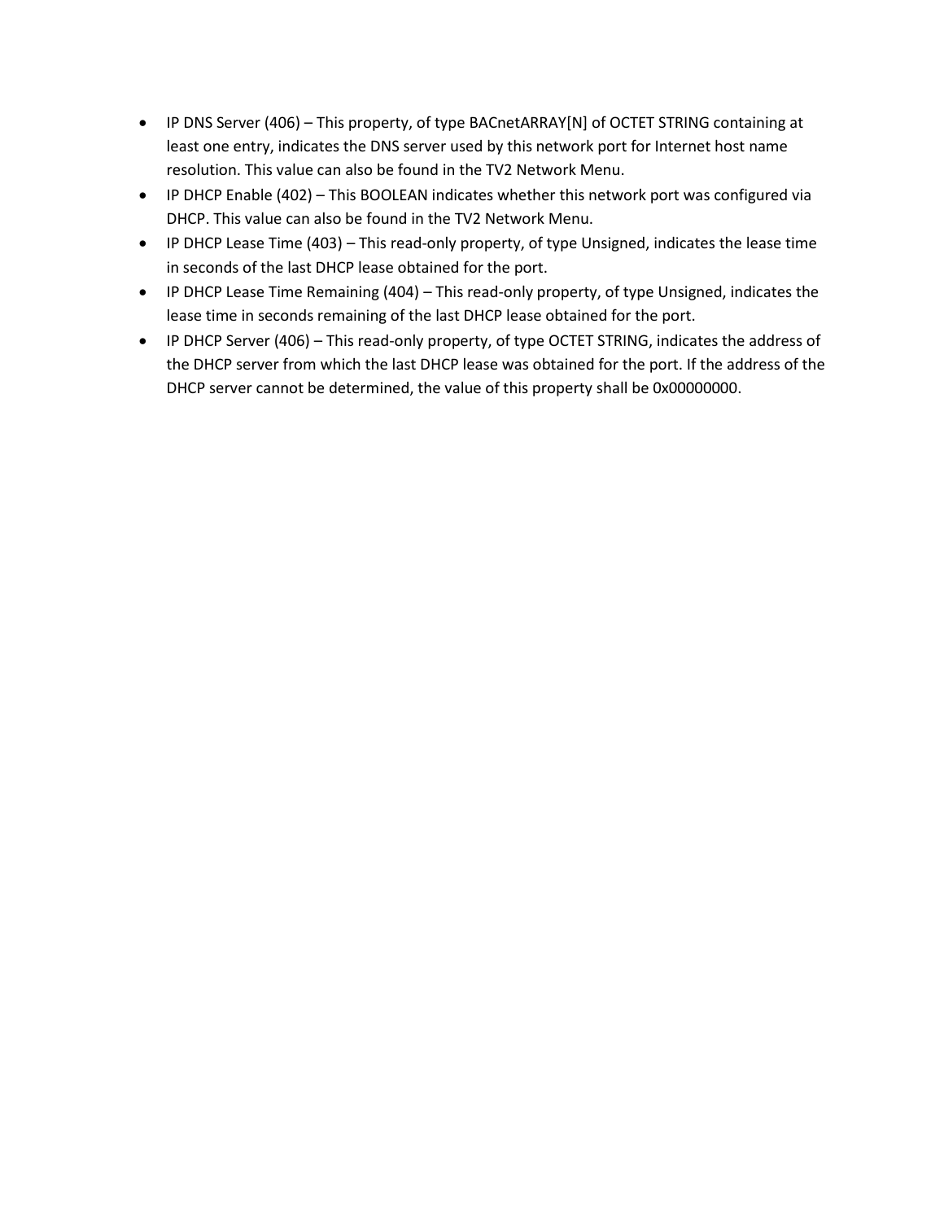- IP DNS Server (406) – This property, of type BACnetARRAY[N] of OCTET STRING containing at least one entry, indicates the DNS server used by this network port for Internet host name resolution. This value can also be found in the TV2 Network Menu.
- IP DHCP Enable (402) – This BOOLEAN indicates whether this network port was configured via DHCP. This value can also be found in the TV2 Network Menu.
- IP DHCP Lease Time (403) – This read-only property, of type Unsigned, indicates the lease time in seconds of the last DHCP lease obtained for the port.
- IP DHCP Lease Time Remaining (404) – This read-only property, of type Unsigned, indicates the lease time in seconds remaining of the last DHCP lease obtained for the port.
- IP DHCP Server (406) – This read-only property, of type OCTET STRING, indicates the address of the DHCP server from which the last DHCP lease was obtained for the port. If the address of the DHCP server cannot be determined, the value of this property shall be 0x00000000.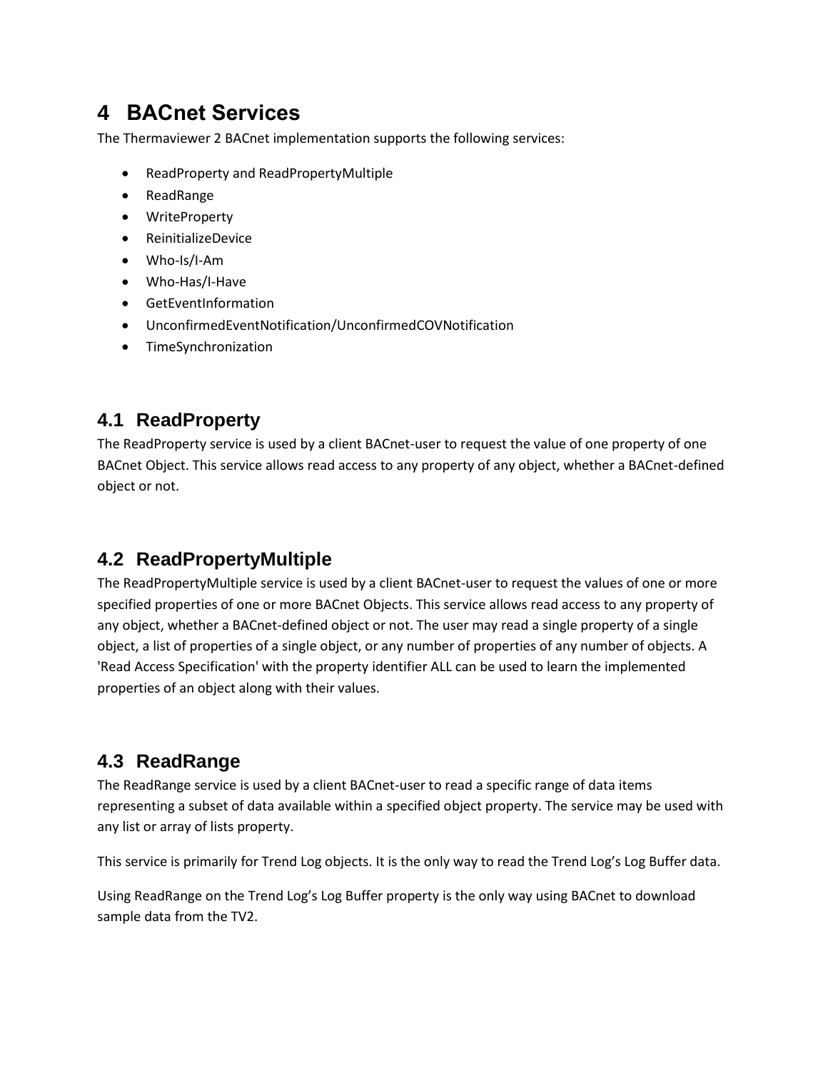# 4 BACnet Services

The Thermaviewer 2 BACnet implementation supports the following services:

- ReadProperty and ReadPropertyMultiple
- ReadRange
- WriteProperty
- ReinitializeDevice
- Who-Is/I-Am
- Who-Has/I-Have
- GetEventInformation
- UnconfirmedEventNotification/UnconfirmedCOVNotification
- TimeSynchronization

## 4.1 ReadProperty

The ReadProperty service is used by a client BACnet-user to request the value of one property of one BACnet Object. This service allows read access to any property of any object, whether a BACnet-defined object or not.

## 4.2 ReadPropertyMultiple

The ReadPropertyMultiple service is used by a client BACnet-user to request the values of one or more specified properties of one or more BACnet Objects. This service allows read access to any property of any object, whether a BACnet-defined object or not. The user may read a single property of a single object, a list of properties of a single object, or any number of properties of any number of objects. A 'Read Access Specification' with the property identifier ALL can be used to learn the implemented properties of an object along with their values.

## 4.3 ReadRange

The ReadRange service is used by a client BACnet-user to read a specific range of data items representing a subset of data available within a specified object property. The service may be used with any list or array of lists property.

This service is primarily for Trend Log objects. It is the only way to read the Trend Log's Log Buffer data.

Using ReadRange on the Trend Log's Log Buffer property is the only way using BACnet to download sample data from the TV2.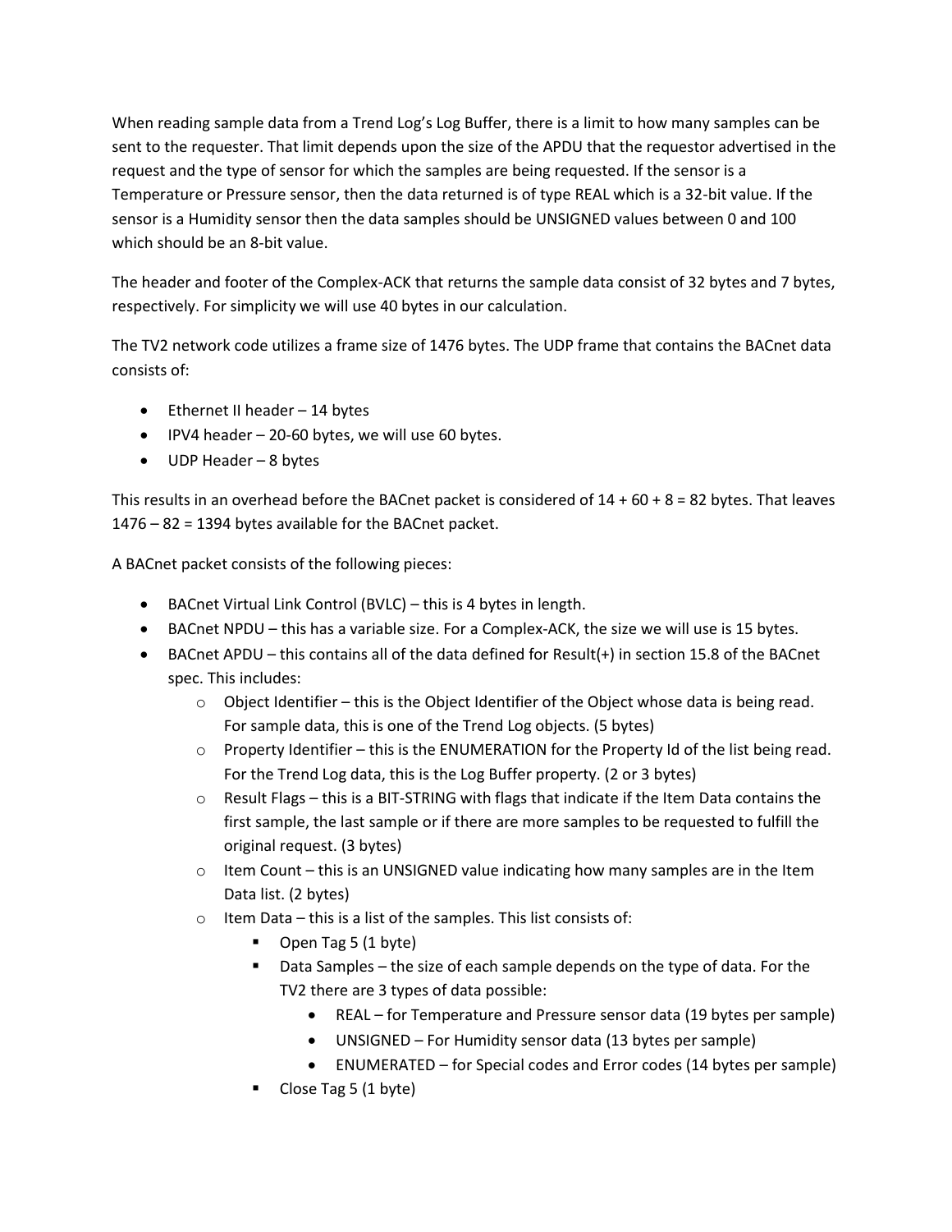When reading sample data from a Trend Log's Log Buffer, there is a limit to how many samples can be sent to the requester. That limit depends upon the size of the APDU that the requestor advertised in the request and the type of sensor for which the samples are being requested. If the sensor is a Temperature or Pressure sensor, then the data returned is of type REAL which is a 32-bit value. If the sensor is a Humidity sensor then the data samples should be UNSIGNED values between 0 and 100 which should be an 8-bit value.

The header and footer of the Complex-ACK that returns the sample data consist of 32 bytes and 7 bytes, respectively. For simplicity we will use 40 bytes in our calculation.

The TV2 network code utilizes a frame size of 1476 bytes. The UDP frame that contains the BACnet data consists of:

- Ethernet II header – 14 bytes
- IPV4 header – 20-60 bytes, we will use 60 bytes.
- UDP Header – 8 bytes

This results in an overhead before the BACnet packet is considered of 14 + 60 + 8 = 82 bytes. That leaves 1476 – 82 = 1394 bytes available for the BACnet packet.

A BACnet packet consists of the following pieces:

- BACnet Virtual Link Control (BVLC) – this is 4 bytes in length.
- BACnet NPDU – this has a variable size. For a Complex-ACK, the size we will use is 15 bytes.
- BACnet APDU – this contains all of the data defined for Result(+) in section 15.8 of the BACnet spec. This includes:
  - Object Identifier – this is the Object Identifier of the Object whose data is being read. For sample data, this is one of the Trend Log objects. (5 bytes)
  - Property Identifier – this is the ENUMERATION for the Property Id of the list being read. For the Trend Log data, this is the Log Buffer property. (2 or 3 bytes)
  - Result Flags – this is a BIT-STRING with flags that indicate if the Item Data contains the first sample, the last sample or if there are more samples to be requested to fulfill the original request. (3 bytes)
  - Item Count – this is an UNSIGNED value indicating how many samples are in the Item Data list. (2 bytes)
  - Item Data – this is a list of the samples. This list consists of:
    - Open Tag 5 (1 byte)
    - Data Samples – the size of each sample depends on the type of data. For the TV2 there are 3 types of data possible:
      - REAL – for Temperature and Pressure sensor data (19 bytes per sample)
      - UNSIGNED – For Humidity sensor data (13 bytes per sample)
      - ENUMERATED – for Special codes and Error codes (14 bytes per sample)
    - Close Tag 5 (1 byte)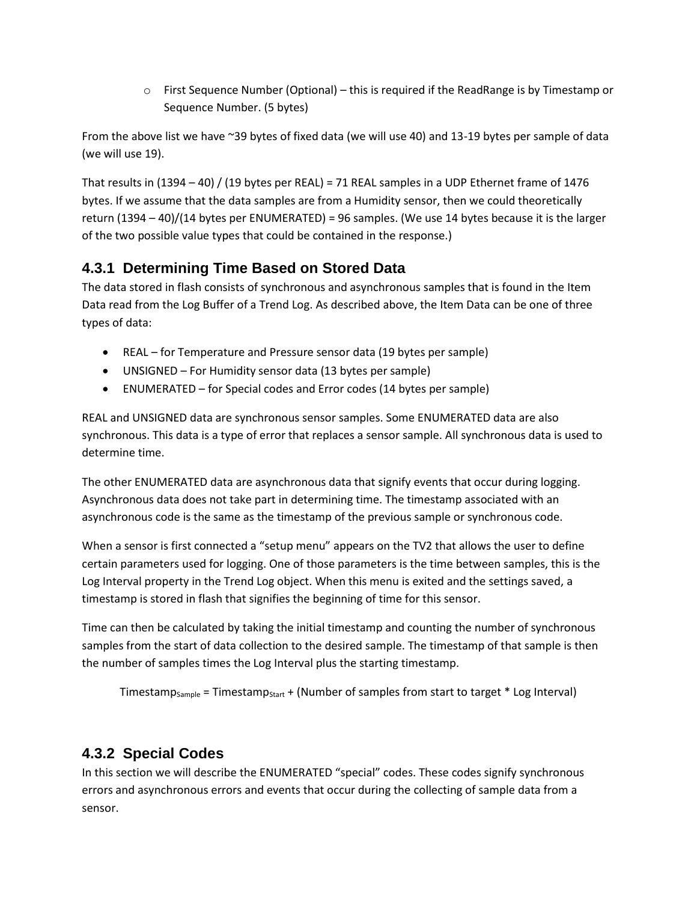- First Sequence Number (Optional) – this is required if the ReadRange is by Timestamp or Sequence Number. (5 bytes)

From the above list we have ~39 bytes of fixed data (we will use 40) and 13-19 bytes per sample of data (we will use 19).

That results in (1394 – 40) / (19 bytes per REAL) = 71 REAL samples in a UDP Ethernet frame of 1476 bytes. If we assume that the data samples are from a Humidity sensor, then we could theoretically return (1394 – 40)/(14 bytes per ENUMERATED) = 96 samples. (We use 14 bytes because it is the larger of the two possible value types that could be contained in the response.)

### 4.3.1 Determining Time Based on Stored Data

The data stored in flash consists of synchronous and asynchronous samples that is found in the Item Data read from the Log Buffer of a Trend Log. As described above, the Item Data can be one of three types of data:

- REAL – for Temperature and Pressure sensor data (19 bytes per sample)
- UNSIGNED – For Humidity sensor data (13 bytes per sample)
- ENUMERATED – for Special codes and Error codes (14 bytes per sample)

REAL and UNSIGNED data are synchronous sensor samples. Some ENUMERATED data are also synchronous. This data is a type of error that replaces a sensor sample. All synchronous data is used to determine time.

The other ENUMERATED data are asynchronous data that signify events that occur during logging. Asynchronous data does not take part in determining time. The timestamp associated with an asynchronous code is the same as the timestamp of the previous sample or synchronous code.

When a sensor is first connected a "setup menu" appears on the TV2 that allows the user to define certain parameters used for logging. One of those parameters is the time between samples, this is the Log Interval property in the Trend Log object. When this menu is exited and the settings saved, a timestamp is stored in flash that signifies the beginning of time for this sensor.

Time can then be calculated by taking the initial timestamp and counting the number of synchronous samples from the start of data collection to the desired sample. The timestamp of that sample is then the number of samples times the Log Interval plus the starting timestamp.

$$\text{Timestamp}_{\text{Sample}} = \text{Timestamp}_{\text{Start}} + (\text{Number of samples from start to target} * \text{Log Interval})$$

### 4.3.2 Special Codes

In this section we will describe the ENUMERATED "special" codes. These codes signify synchronous errors and asynchronous errors and events that occur during the collecting of sample data from a sensor.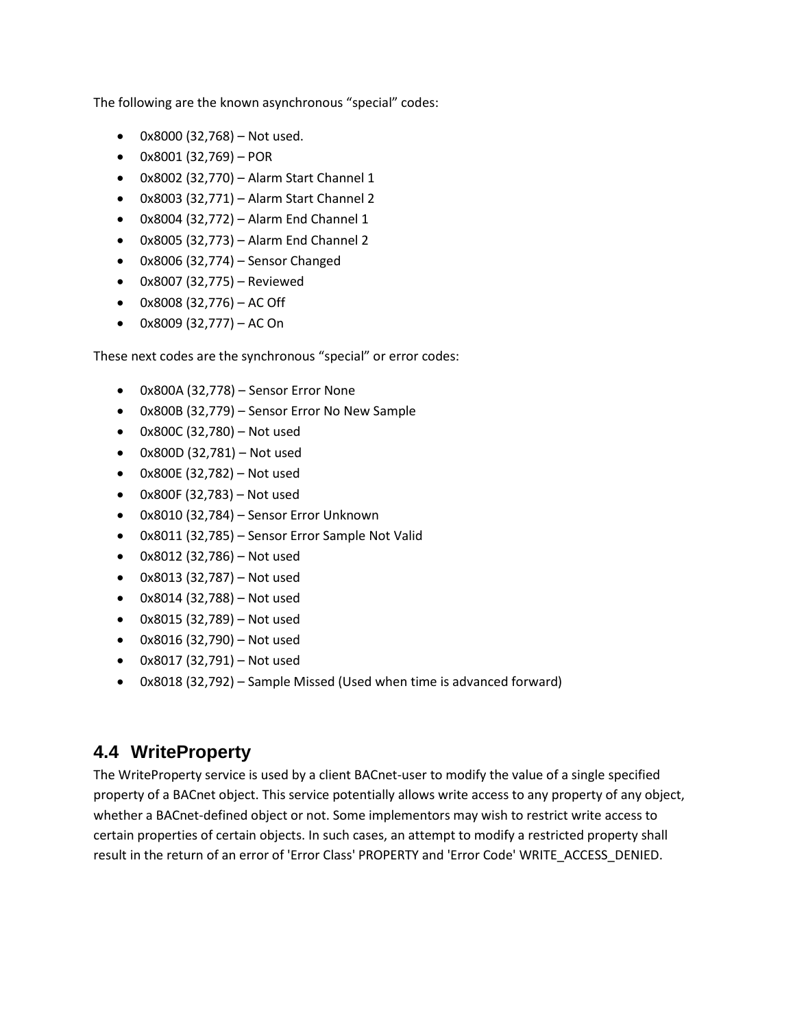The following are the known asynchronous “special” codes:

- 0x8000 (32,768) – Not used.
- 0x8001 (32,769) – POR
- 0x8002 (32,770) – Alarm Start Channel 1
- 0x8003 (32,771) – Alarm Start Channel 2
- 0x8004 (32,772) – Alarm End Channel 1
- 0x8005 (32,773) – Alarm End Channel 2
- 0x8006 (32,774) – Sensor Changed
- 0x8007 (32,775) – Reviewed
- 0x8008 (32,776) – AC Off
- 0x8009 (32,777) – AC On

These next codes are the synchronous “special” or error codes:

- 0x800A (32,778) – Sensor Error None
- 0x800B (32,779) – Sensor Error No New Sample
- 0x800C (32,780) – Not used
- 0x800D (32,781) – Not used
- 0x800E (32,782) – Not used
- 0x800F (32,783) – Not used
- 0x8010 (32,784) – Sensor Error Unknown
- 0x8011 (32,785) – Sensor Error Sample Not Valid
- 0x8012 (32,786) – Not used
- 0x8013 (32,787) – Not used
- 0x8014 (32,788) – Not used
- 0x8015 (32,789) – Not used
- 0x8016 (32,790) – Not used
- 0x8017 (32,791) – Not used
- 0x8018 (32,792) – Sample Missed (Used when time is advanced forward)

## 4.4 WriteProperty

The WriteProperty service is used by a client BACnet-user to modify the value of a single specified property of a BACnet object. This service potentially allows write access to any property of any object, whether a BACnet-defined object or not. Some implementors may wish to restrict write access to certain properties of certain objects. In such cases, an attempt to modify a restricted property shall result in the return of an error of 'Error Class' PROPERTY and 'Error Code' WRITE_ACCESS_DENIED.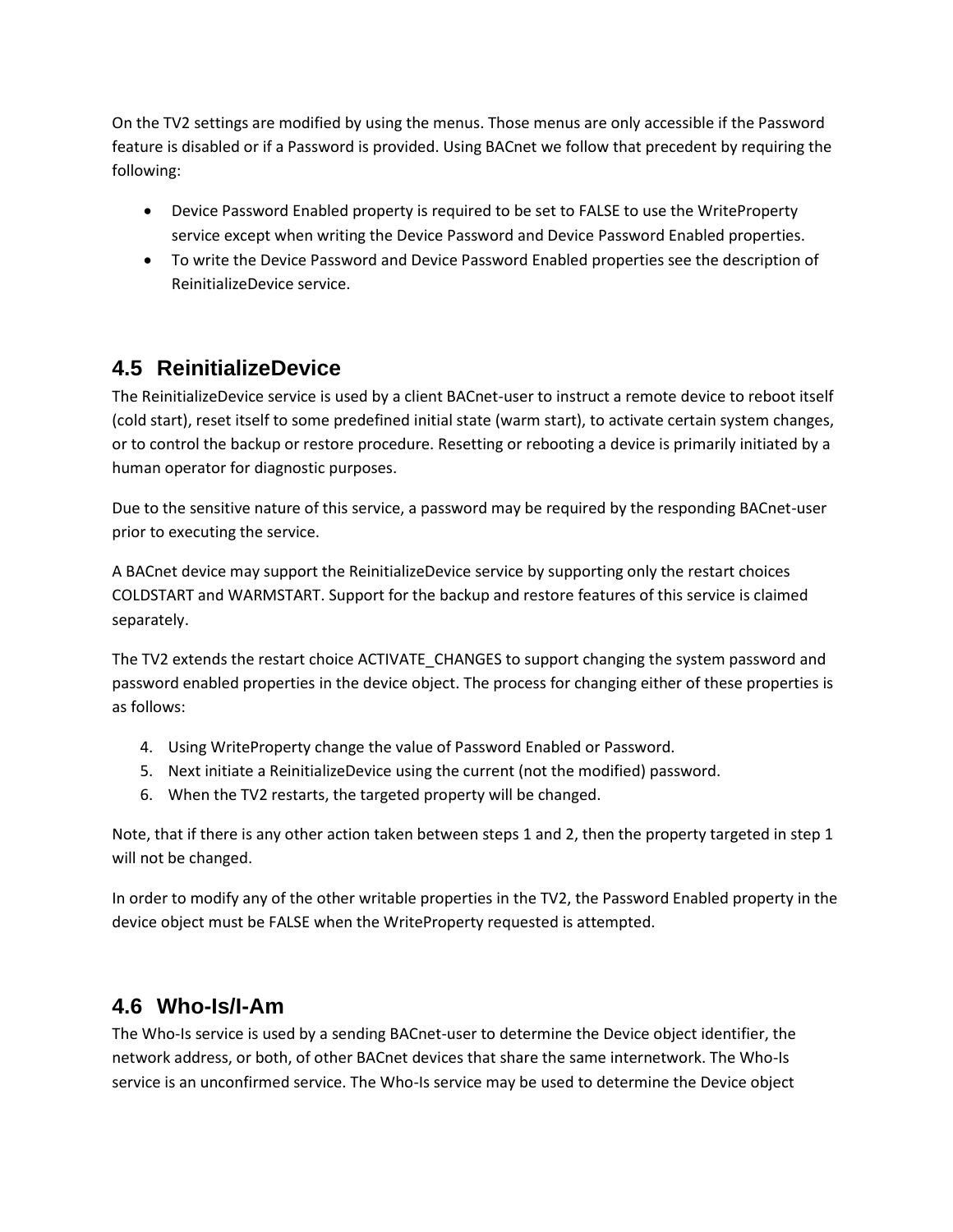On the TV2 settings are modified by using the menus. Those menus are only accessible if the Password feature is disabled or if a Password is provided. Using BACnet we follow that precedent by requiring the following:

- Device Password Enabled property is required to be set to FALSE to use the WriteProperty service except when writing the Device Password and Device Password Enabled properties.
- To write the Device Password and Device Password Enabled properties see the description of ReinitializeDevice service.

## 4.5 ReinitializeDevice

The ReinitializeDevice service is used by a client BACnet-user to instruct a remote device to reboot itself (cold start), reset itself to some predefined initial state (warm start), to activate certain system changes, or to control the backup or restore procedure. Resetting or rebooting a device is primarily initiated by a human operator for diagnostic purposes.

Due to the sensitive nature of this service, a password may be required by the responding BACnet-user prior to executing the service.

A BACnet device may support the ReinitializeDevice service by supporting only the restart choices COLDSTART and WARMSTART. Support for the backup and restore features of this service is claimed separately.

The TV2 extends the restart choice ACTIVATE_CHANGES to support changing the system password and password enabled properties in the device object. The process for changing either of these properties is as follows:

4. Using WriteProperty change the value of Password Enabled or Password.
5. Next initiate a ReinitializeDevice using the current (not the modified) password.
6. When the TV2 restarts, the targeted property will be changed.

Note, that if there is any other action taken between steps 1 and 2, then the property targeted in step 1 will not be changed.

In order to modify any of the other writable properties in the TV2, the Password Enabled property in the device object must be FALSE when the WriteProperty requested is attempted.

## 4.6 Who-Is/I-Am

The Who-Is service is used by a sending BACnet-user to determine the Device object identifier, the network address, or both, of other BACnet devices that share the same internetwork. The Who-Is service is an unconfirmed service. The Who-Is service may be used to determine the Device object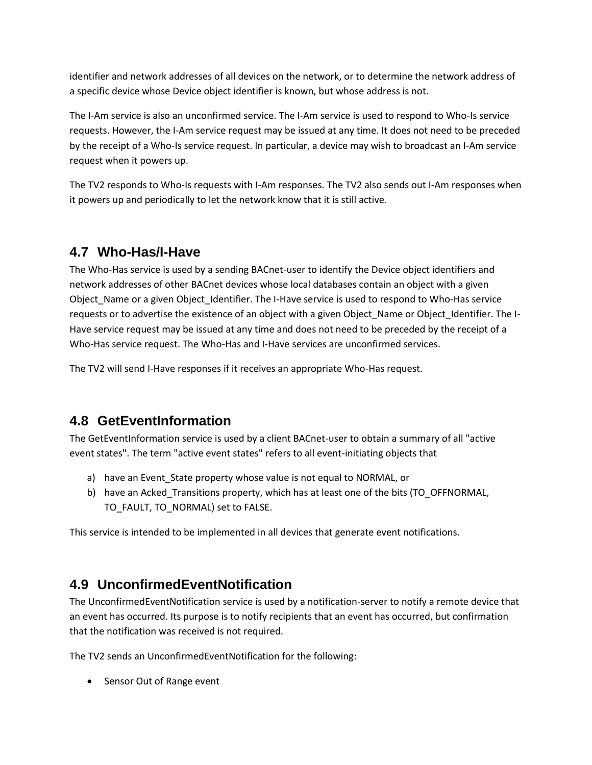identifier and network addresses of all devices on the network, or to determine the network address of a specific device whose Device object identifier is known, but whose address is not.

The I-Am service is also an unconfirmed service. The I-Am service is used to respond to Who-Is service requests. However, the I-Am service request may be issued at any time. It does not need to be preceded by the receipt of a Who-Is service request. In particular, a device may wish to broadcast an I-Am service request when it powers up.

The TV2 responds to Who-Is requests with I-Am responses. The TV2 also sends out I-Am responses when it powers up and periodically to let the network know that it is still active.

## 4.7 Who-Has/I-Have

The Who-Has service is used by a sending BACnet-user to identify the Device object identifiers and network addresses of other BACnet devices whose local databases contain an object with a given Object_Name or a given Object_Identifier. The I-Have service is used to respond to Who-Has service requests or to advertise the existence of an object with a given Object_Name or Object_Identifier. The I-Have service request may be issued at any time and does not need to be preceded by the receipt of a Who-Has service request. The Who-Has and I-Have services are unconfirmed services.

The TV2 will send I-Have responses if it receives an appropriate Who-Has request.

## 4.8 GetEventInformation

The GetEventInformation service is used by a client BACnet-user to obtain a summary of all "active event states". The term "active event states" refers to all event-initiating objects that

a) have an Event_State property whose value is not equal to NORMAL, or
b) have an Acked_Transitions property, which has at least one of the bits (TO_OFFNORMAL, TO_FAULT, TO_NORMAL) set to FALSE.

This service is intended to be implemented in all devices that generate event notifications.

## 4.9 UnconfirmedEventNotification

The UnconfirmedEventNotification service is used by a notification-server to notify a remote device that an event has occurred. Its purpose is to notify recipients that an event has occurred, but confirmation that the notification was received is not required.

The TV2 sends an UnconfirmedEventNotification for the following:

- Sensor Out of Range event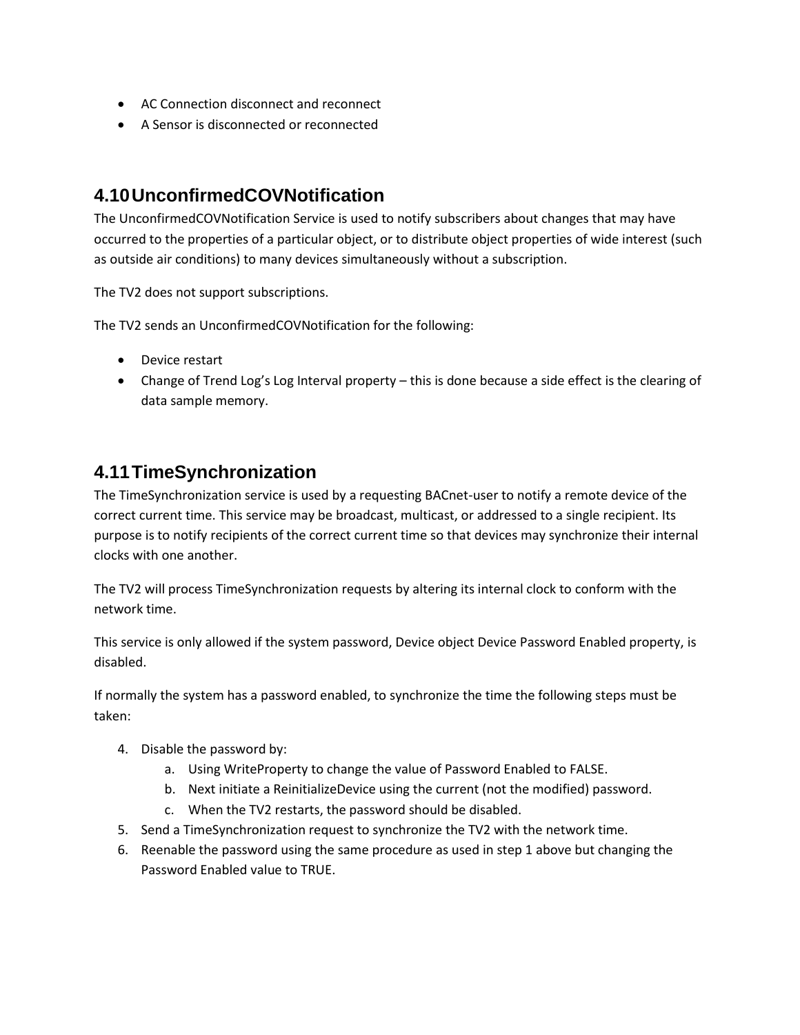- AC Connection disconnect and reconnect
- A Sensor is disconnected or reconnected

## 4.10 UnconfirmedCOVNotification

The UnconfirmedCOVNotification Service is used to notify subscribers about changes that may have occurred to the properties of a particular object, or to distribute object properties of wide interest (such as outside air conditions) to many devices simultaneously without a subscription.

The TV2 does not support subscriptions.

The TV2 sends an UnconfirmedCOVNotification for the following:

- Device restart
- Change of Trend Log's Log Interval property – this is done because a side effect is the clearing of data sample memory.

## 4.11 TimeSynchronization

The TimeSynchronization service is used by a requesting BACnet-user to notify a remote device of the correct current time. This service may be broadcast, multicast, or addressed to a single recipient. Its purpose is to notify recipients of the correct current time so that devices may synchronize their internal clocks with one another.

The TV2 will process TimeSynchronization requests by altering its internal clock to conform with the network time.

This service is only allowed if the system password, Device object Device Password Enabled property, is disabled.

If normally the system has a password enabled, to synchronize the time the following steps must be taken:

4. Disable the password by:
   a. Using WriteProperty to change the value of Password Enabled to FALSE.
   b. Next initiate a ReinitializeDevice using the current (not the modified) password.
   c. When the TV2 restarts, the password should be disabled.
5. Send a TimeSynchronization request to synchronize the TV2 with the network time.
6. Reenable the password using the same procedure as used in step 1 above but changing the Password Enabled value to TRUE.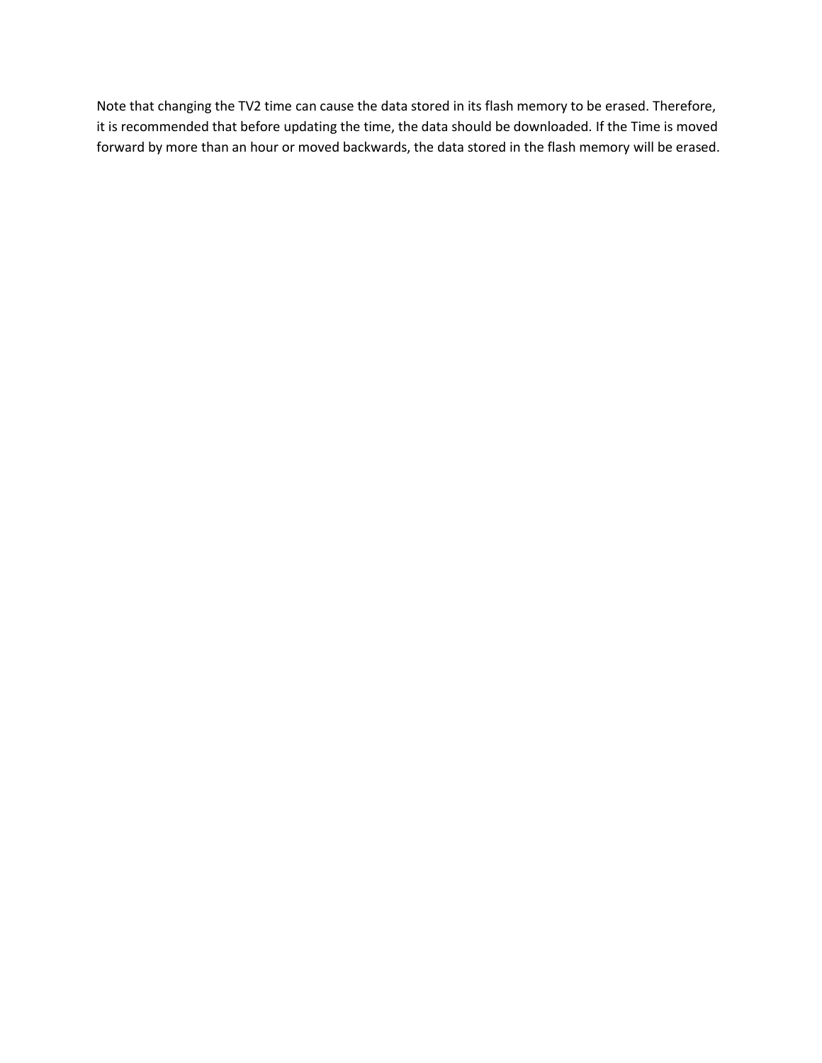Note that changing the TV2 time can cause the data stored in its flash memory to be erased. Therefore, it is recommended that before updating the time, the data should be downloaded. If the Time is moved forward by more than an hour or moved backwards, the data stored in the flash memory will be erased.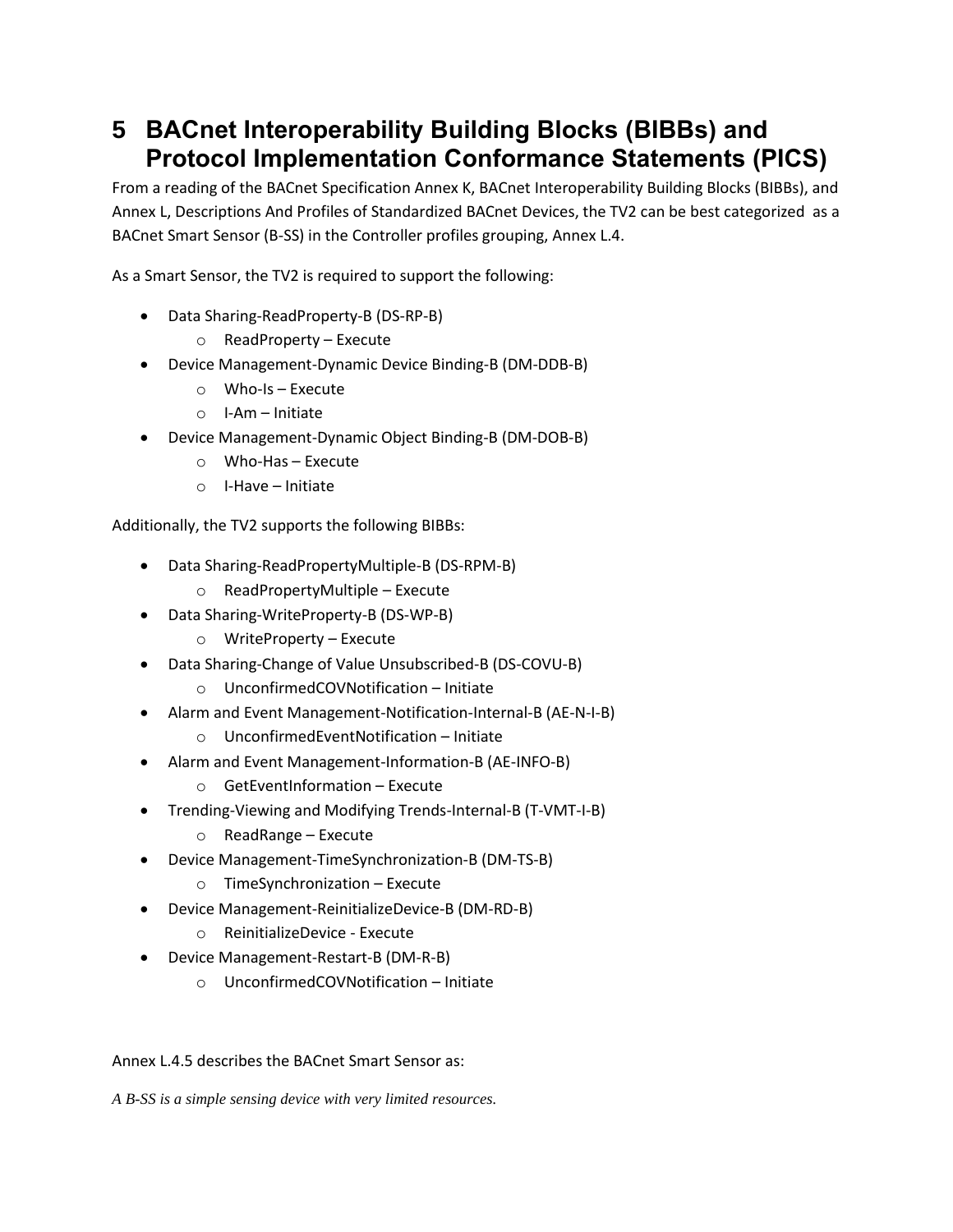# 5 BACnet Interoperability Building Blocks (BIBBs) and Protocol Implementation Conformance Statements (PICS)

From a reading of the BACnet Specification Annex K, BACnet Interoperability Building Blocks (BIBBs), and Annex L, Descriptions And Profiles of Standardized BACnet Devices, the TV2 can be best categorized as a BACnet Smart Sensor (B-SS) in the Controller profiles grouping, Annex L.4.

As a Smart Sensor, the TV2 is required to support the following:

- Data Sharing-ReadProperty-B (DS-RP-B)
  - ReadProperty – Execute
- Device Management-Dynamic Device Binding-B (DM-DDB-B)
  - Who-Is – Execute
  - I-Am – Initiate
- Device Management-Dynamic Object Binding-B (DM-DOB-B)
  - Who-Has – Execute
  - I-Have – Initiate

Additionally, the TV2 supports the following BIBBs:

- Data Sharing-ReadPropertyMultiple-B (DS-RPM-B)
  - ReadPropertyMultiple – Execute
- Data Sharing-WriteProperty-B (DS-WP-B)
  - WriteProperty – Execute
- Data Sharing-Change of Value Unsubscribed-B (DS-COVU-B)
  - UnconfirmedCOVNotification – Initiate
- Alarm and Event Management-Notification-Internal-B (AE-N-I-B)
  - UnconfirmedEventNotification – Initiate
- Alarm and Event Management-Information-B (AE-INFO-B)
  - GetEventInformation – Execute
- Trending-Viewing and Modifying Trends-Internal-B (T-VMT-I-B)
  - ReadRange – Execute
- Device Management-TimeSynchronization-B (DM-TS-B)
  - TimeSynchronization – Execute
- Device Management-ReinitializeDevice-B (DM-RD-B)
  - ReinitializeDevice - Execute
- Device Management-Restart-B (DM-R-B)
  - UnconfirmedCOVNotification – Initiate

Annex L.4.5 describes the BACnet Smart Sensor as:

*A B-SS is a simple sensing device with very limited resources.*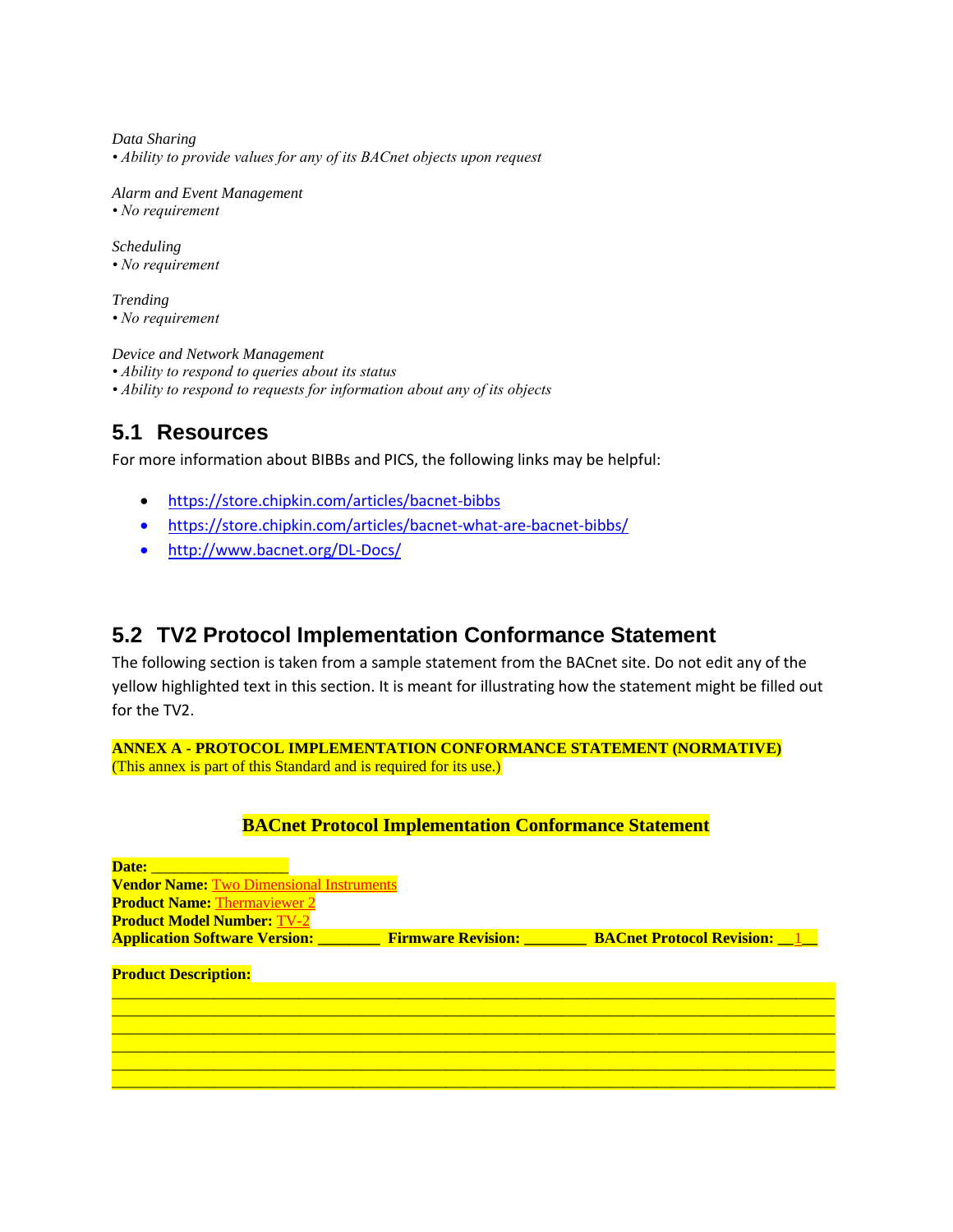*Data Sharing*
*• Ability to provide values for any of its BACnet objects upon request*

*Alarm and Event Management*
*• No requirement*

*Scheduling*
*• No requirement*

*Trending*
*• No requirement*

*Device and Network Management*
*• Ability to respond to queries about its status*
*• Ability to respond to requests for information about any of its objects*

## 5.1 Resources

For more information about BIBBs and PICS, the following links may be helpful:

- https://store.chipkin.com/articles/bacnet-bibbs
- https://store.chipkin.com/articles/bacnet-what-are-bacnet-bibbs/
- http://www.bacnet.org/DL-Docs/

## 5.2 TV2 Protocol Implementation Conformance Statement

The following section is taken from a sample statement from the BACnet site. Do not edit any of the yellow highlighted text in this section. It is meant for illustrating how the statement might be filled out for the TV2.

**ANNEX A - PROTOCOL IMPLEMENTATION CONFORMANCE STATEMENT (NORMATIVE)**
(This annex is part of this Standard and is required for its use.)

**BACnet Protocol Implementation Conformance Statement**

**Date:** _________________
**Vendor Name:** Two Dimensional Instruments
**Product Name:** Thermaviewer 2
**Product Model Number:** TV-2
**Application Software Version:** ________ **Firmware Revision:** ________ **BACnet Protocol Revision:** __1__

**Product Description:**
______________________________________________________________________________
______________________________________________________________________________
______________________________________________________________________________
______________________________________________________________________________
______________________________________________________________________________
______________________________________________________________________________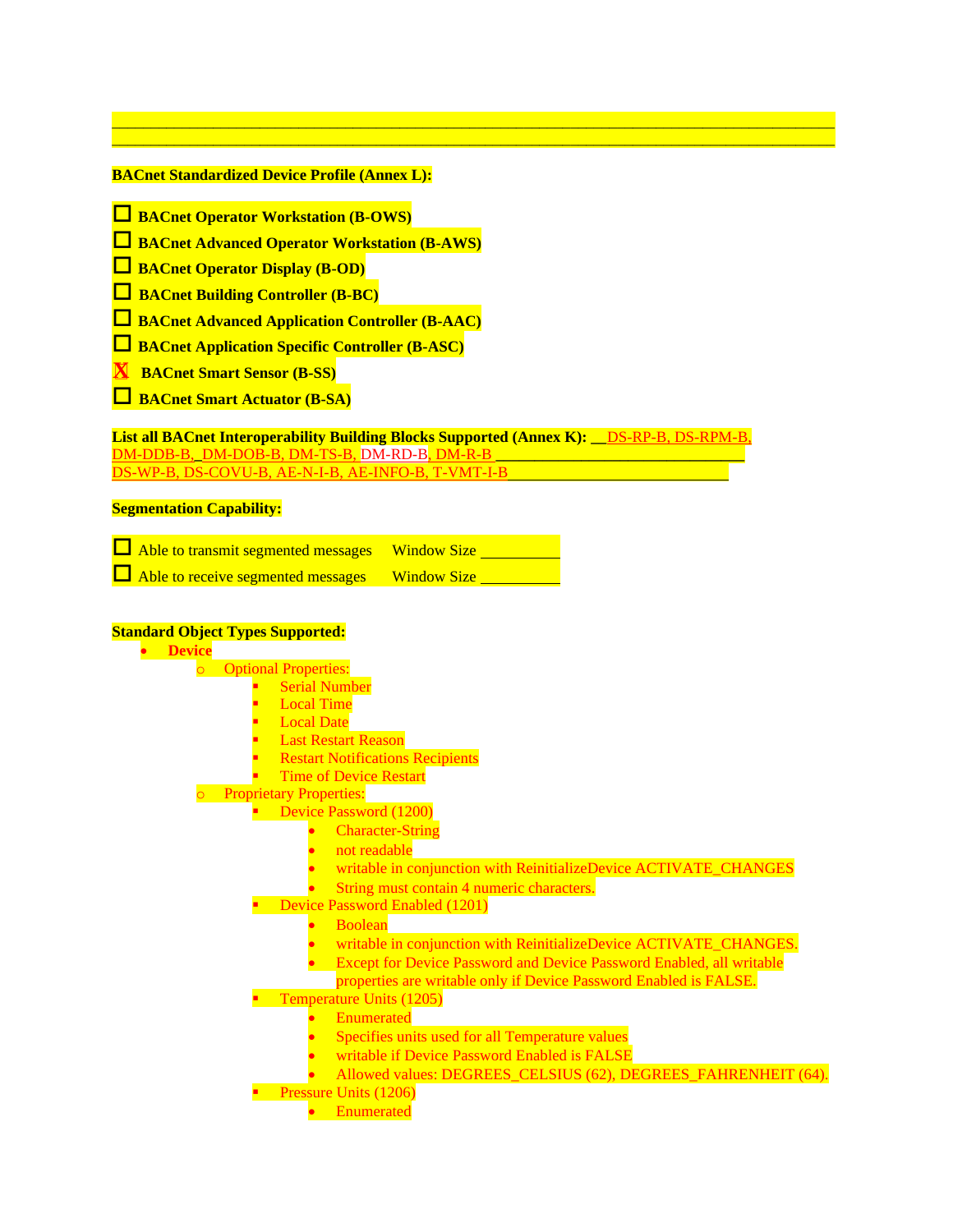**BACnet Standardized Device Profile (Annex L):**

- ☐ **BACnet Operator Workstation (B-OWS)**
- ☐ **BACnet Advanced Operator Workstation (B-AWS)**
- ☐ **BACnet Operator Display (B-OD)**
- ☐ **BACnet Building Controller (B-BC)**
- ☐ **BACnet Advanced Application Controller (B-AAC)**
- ☐ **BACnet Application Specific Controller (B-ASC)**
- ☒ **BACnet Smart Sensor (B-SS)**
- ☐ **BACnet Smart Actuator (B-SA)**

**List all BACnet Interoperability Building Blocks Supported (Annex K):** DS-RP-B, DS-RPM-B, DM-DDB-B, DM-DOB-B, DM-TS-B, DM-RD-B, DM-R-B DS-WP-B, DS-COVU-B, AE-N-I-B, AE-INFO-B, T-VMT-I-B

**Segmentation Capability:**

- ☐ Able to transmit segmented messages  Window Size ________
- ☐ Able to receive segmented messages  Window Size ________

**Standard Object Types Supported:**

- **Device**
  - Optional Properties:
    - Serial Number
    - Local Time
    - Local Date
    - Last Restart Reason
    - Restart Notifications Recipients
    - Time of Device Restart
  - Proprietary Properties:
    - Device Password (1200)
      - Character-String
      - not readable
      - writable in conjunction with ReinitializeDevice ACTIVATE_CHANGES
      - String must contain 4 numeric characters.
    - Device Password Enabled (1201)
      - Boolean
      - writable in conjunction with ReinitializeDevice ACTIVATE_CHANGES.
      - Except for Device Password and Device Password Enabled, all writable properties are writable only if Device Password Enabled is FALSE.
    - Temperature Units (1205)
      - Enumerated
      - Specifies units used for all Temperature values
      - writable if Device Password Enabled is FALSE
      - Allowed values: DEGREES_CELSIUS (62), DEGREES_FAHRENHEIT (64).
    - Pressure Units (1206)
      - Enumerated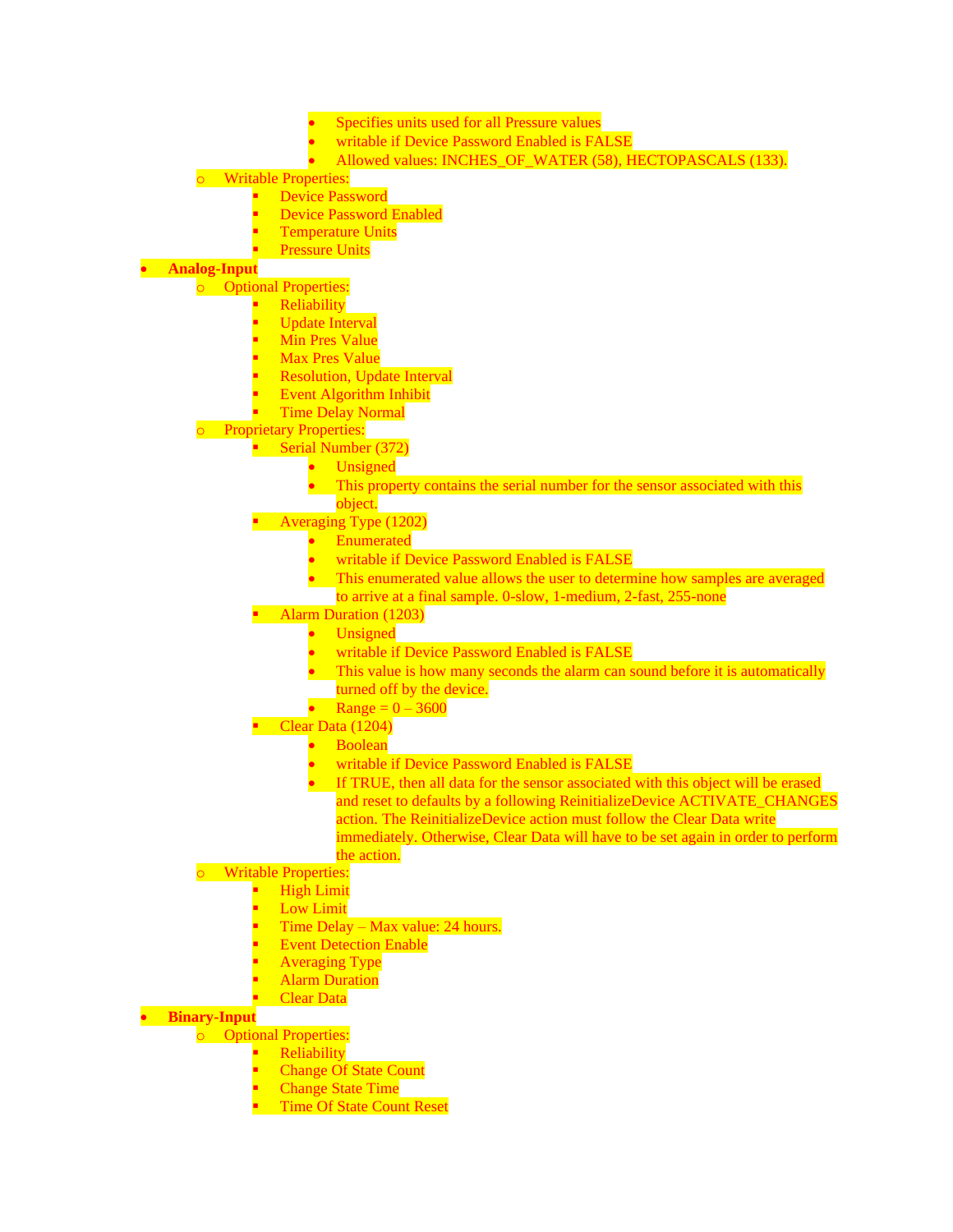- Specifies units used for all Pressure values
            - writable if Device Password Enabled is FALSE
            - Allowed values: INCHES_OF_WATER (58), HECTOPASCALS (133).
  - Writable Properties:
    - Device Password
    - Device Password Enabled
    - Temperature Units
    - Pressure Units
- **Analog-Input**
  - Optional Properties:
    - Reliability
    - Update Interval
    - Min Pres Value
    - Max Pres Value
    - Resolution, Update Interval
    - Event Algorithm Inhibit
    - Time Delay Normal
  - Proprietary Properties:
    - Serial Number (372)
      - Unsigned
      - This property contains the serial number for the sensor associated with this object.
    - Averaging Type (1202)
      - Enumerated
      - writable if Device Password Enabled is FALSE
      - This enumerated value allows the user to determine how samples are averaged to arrive at a final sample. 0-slow, 1-medium, 2-fast, 255-none
    - Alarm Duration (1203)
      - Unsigned
      - writable if Device Password Enabled is FALSE
      - This value is how many seconds the alarm can sound before it is automatically turned off by the device.
      - Range = 0 – 3600
    - Clear Data (1204)
      - Boolean
      - writable if Device Password Enabled is FALSE
      - If TRUE, then all data for the sensor associated with this object will be erased and reset to defaults by a following ReinitializeDevice ACTIVATE_CHANGES action. The ReinitializeDevice action must follow the Clear Data write immediately. Otherwise, Clear Data will have to be set again in order to perform the action.
  - Writable Properties:
    - High Limit
    - Low Limit
    - Time Delay – Max value: 24 hours.
    - Event Detection Enable
    - Averaging Type
    - Alarm Duration
    - Clear Data
- **Binary-Input**
  - Optional Properties:
    - Reliability
    - Change Of State Count
    - Change State Time
    - Time Of State Count Reset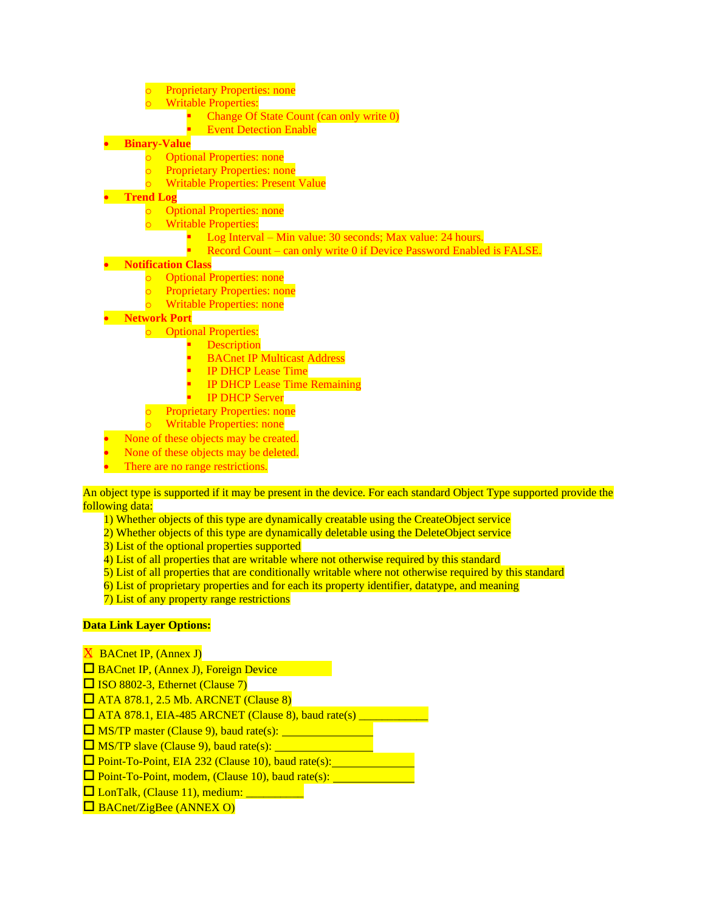- Proprietary Properties: none
  - Writable Properties:
    - Change Of State Count (can only write 0)
    - Event Detection Enable
- **Binary-Value**
  - Optional Properties: none
  - Proprietary Properties: none
  - Writable Properties: Present Value
- **Trend Log**
  - Optional Properties: none
  - Writable Properties:
    - Log Interval – Min value: 30 seconds; Max value: 24 hours.
    - Record Count – can only write 0 if Device Password Enabled is FALSE.
- **Notification Class**
  - Optional Properties: none
  - Proprietary Properties: none
  - Writable Properties: none
- **Network Port**
  - Optional Properties:
    - Description
    - BACnet IP Multicast Address
    - IP DHCP Lease Time
    - IP DHCP Lease Time Remaining
    - IP DHCP Server
  - Proprietary Properties: none
  - Writable Properties: none
- None of these objects may be created.
- None of these objects may be deleted.
- There are no range restrictions.

An object type is supported if it may be present in the device. For each standard Object Type supported provide the following data:

1) Whether objects of this type are dynamically creatable using the CreateObject service
2) Whether objects of this type are dynamically deletable using the DeleteObject service
3) List of the optional properties supported
4) List of all properties that are writable where not otherwise required by this standard
5) List of all properties that are conditionally writable where not otherwise required by this standard
6) List of proprietary properties and for each its property identifier, datatype, and meaning
7) List of any property range restrictions

**Data Link Layer Options:**

X BACnet IP, (Annex J)
☐ BACnet IP, (Annex J), Foreign Device
☐ ISO 8802-3, Ethernet (Clause 7)
☐ ATA 878.1, 2.5 Mb. ARCNET (Clause 8)
☐ ATA 878.1, EIA-485 ARCNET (Clause 8), baud rate(s) ____________
☐ MS/TP master (Clause 9), baud rate(s): ________________
☐ MS/TP slave (Clause 9), baud rate(s): ________________
☐ Point-To-Point, EIA 232 (Clause 10), baud rate(s):_____________
☐ Point-To-Point, modem, (Clause 10), baud rate(s): _____________
☐ LonTalk, (Clause 11), medium: __________
☐ BACnet/ZigBee (ANNEX O)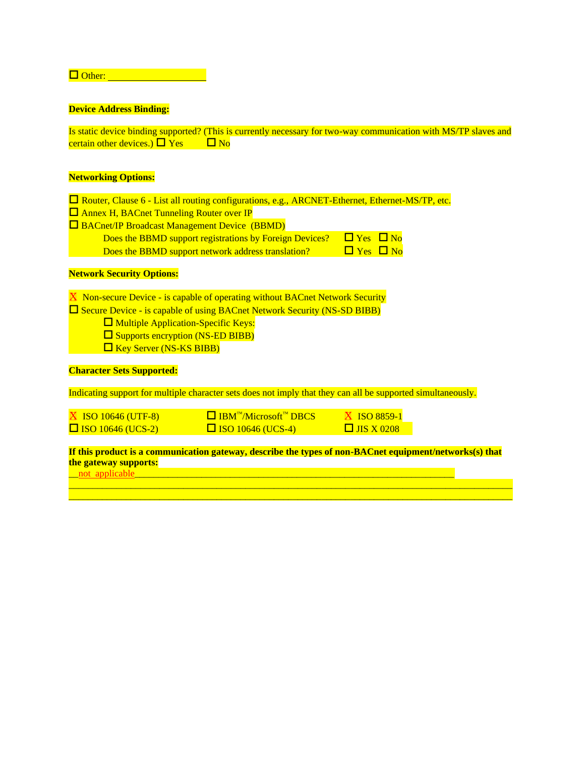☐ Other: ____________________

**Device Address Binding:**

Is static device binding supported? (This is currently necessary for two-way communication with MS/TP slaves and certain other devices.) ☐ Yes ☐ No

**Networking Options:**

☐ Router, Clause 6 - List all routing configurations, e.g., ARCNET-Ethernet, Ethernet-MS/TP, etc.
☐ Annex H, BACnet Tunneling Router over IP
☐ BACnet/IP Broadcast Management Device (BBMD)
  Does the BBMD support registrations by Foreign Devices? ☐ Yes ☐ No
  Does the BBMD support network address translation? ☐ Yes ☐ No

**Network Security Options:**

X Non-secure Device - is capable of operating without BACnet Network Security
☐ Secure Device - is capable of using BACnet Network Security (NS-SD BIBB)
  ☐ Multiple Application-Specific Keys:
  ☐ Supports encryption (NS-ED BIBB)
  ☐ Key Server (NS-KS BIBB)

**Character Sets Supported:**

Indicating support for multiple character sets does not imply that they can all be supported simultaneously.

| | | |
|---|---|---|
| X ISO 10646 (UTF-8) | ☐ IBM™/Microsoft™ DBCS | X ISO 8859-1 |
| ☐ ISO 10646 (UCS-2) | ☐ ISO 10646 (UCS-4) | ☐ JIS X 0208 |

**If this product is a communication gateway, describe the types of non-BACnet equipment/networks(s) that the gateway supports:**

__not applicable______________________________________________________________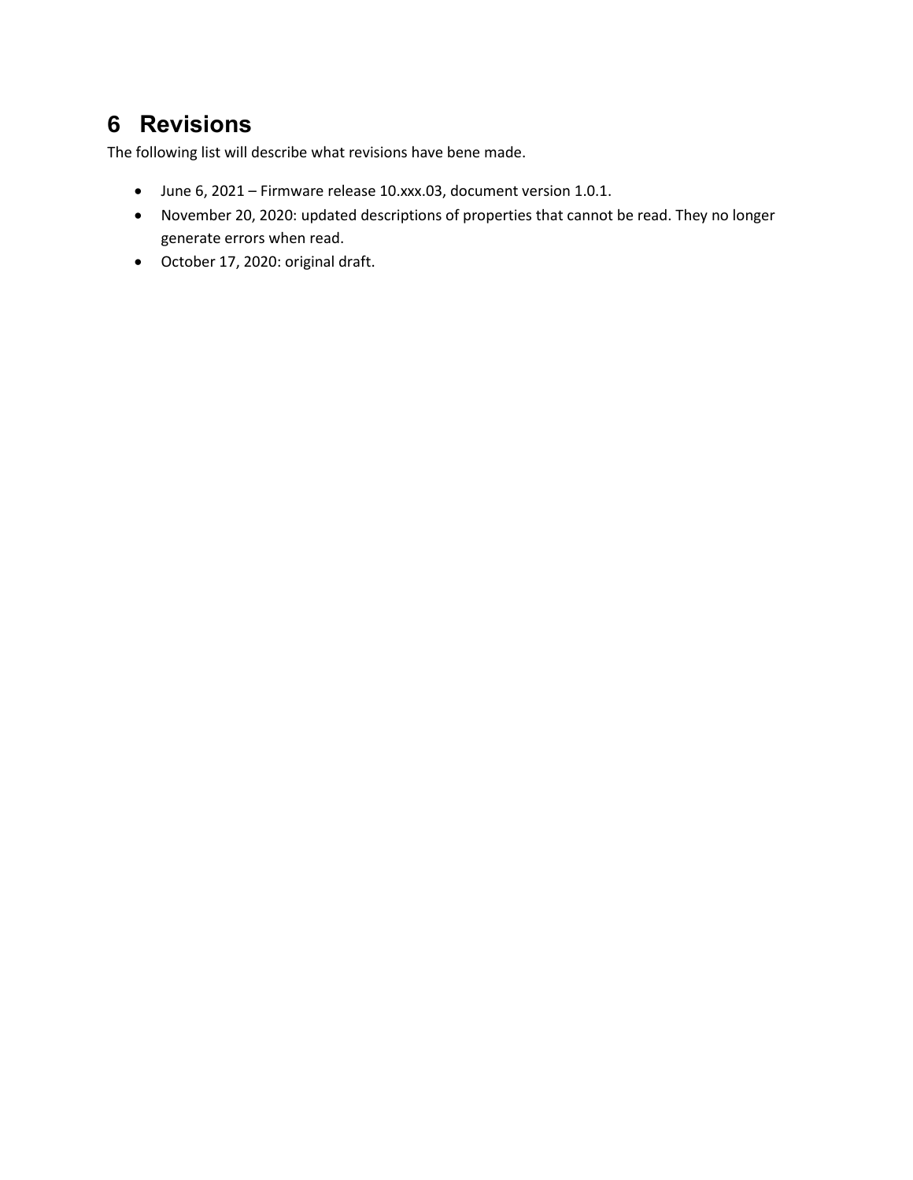# 6 Revisions

The following list will describe what revisions have bene made.

- June 6, 2021 – Firmware release 10.xxx.03, document version 1.0.1.
- November 20, 2020: updated descriptions of properties that cannot be read. They no longer generate errors when read.
- October 17, 2020: original draft.